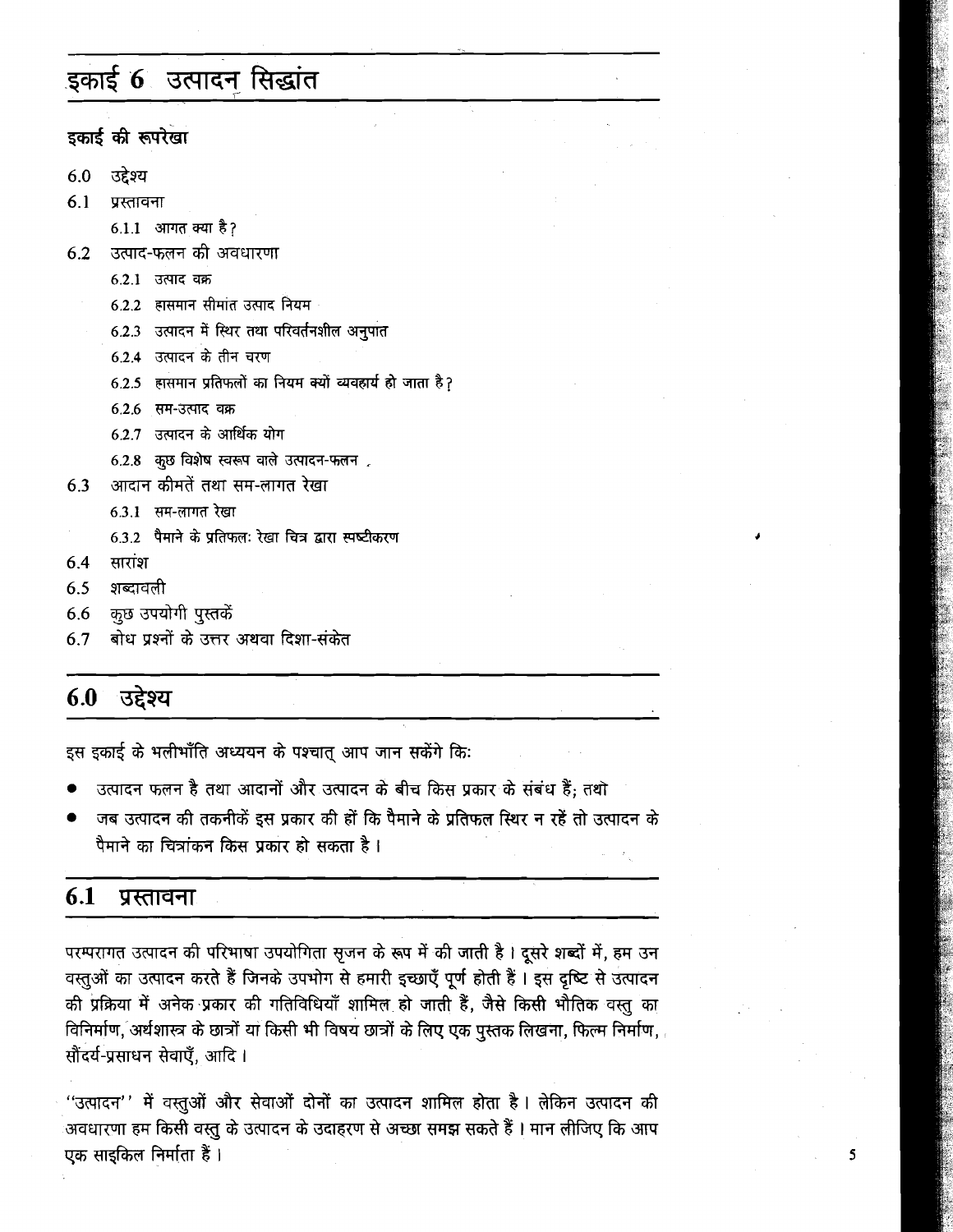# इकाई 6 उत्पादन सिद्धांत

## इकाई की रूपरेखा

- 6.0 उद्देश्य
- 6.1 प्रस्तावना
  - 6.1.1 आगत क्या है?
- 6.2 उत्पाद-फलन की अवधारणा
  - 6.2.1 उत्पाद वक्र
  - 6.2.2 ह्रासमान सीमांत उत्पाद नियम
  - 6.2.3 उत्पादन में स्थिर तथा परिवर्तनशील अनुपात
  - 6.2.4 उत्पादन के तीन चरण
  - 6.2.5 ह्रासमान प्रतिफलों का नियम क्यों व्यवहार्य हो जाता है?
  - 6.2.6 सम-उत्पाद वक्र
  - 6.2.7 उत्पादन के आर्थिक योग
  - 6.2.8 कुछ विशेष स्वरूप वाले उत्पादन-फलन
- 6.3 आदान कीमतें तथा सम-लागत रेखा
  - 6.3.1 सम-लागत रेखा
  - 6.3.2 पैमाने के प्रतिफल: रेखा चित्र द्वारा स्पष्टीकरण
- 6.4 सारांश
- 6.5 शब्दावली
- 6.6 कुछ उपयोगी पुस्तकें
- 6.7 बोध प्रश्नों के उत्तर अथवा दिशा-संकेत

## 6.0 उद्देश्य

इस इकाई के भलीभाँति अध्ययन के पश्चात् आप जान सकेंगे कि:

- उत्पादन फलन है तथा आदानों और उत्पादन के बीच किस प्रकार के संबंध हैं; तथा
- जब उत्पादन की तकनीकें इस प्रकार की हों कि पैमाने के प्रतिफल स्थिर न रहें तो उत्पादन के पैमाने का चित्रांकन किस प्रकार हो सकता है।

## 6.1 प्रस्तावना

परम्परागत उत्पादन की परिभाषा उपयोगिता सृजन के रूप में की जाती है। दूसरे शब्दों में, हम उन वस्तुओं का उत्पादन करते हैं जिनके उपभोग से हमारी इच्छाएँ पूर्ण होती हैं। इस दृष्टि से उत्पादन की प्रक्रिया में अनेक प्रकार की गतिविधियाँ शामिल हो जाती हैं, जैसे किसी भौतिक वस्तु का विनिर्माण, अर्थशास्त्र के छात्रों या किसी भी विषय छात्रों के लिए एक पुस्तक लिखना, फिल्म निर्माण, सौंदर्य-प्रसाधन सेवाएँ, आदि।

"उत्पादन" में वस्तुओं और सेवाओं दोनों का उत्पादन शामिल होता है। लेकिन उत्पादन की अवधारणा हम किसी वस्तु के उत्पादन के उदाहरण से अच्छा समझ सकते हैं। मान लीजिए कि आप एक साइकिल निर्माता हैं।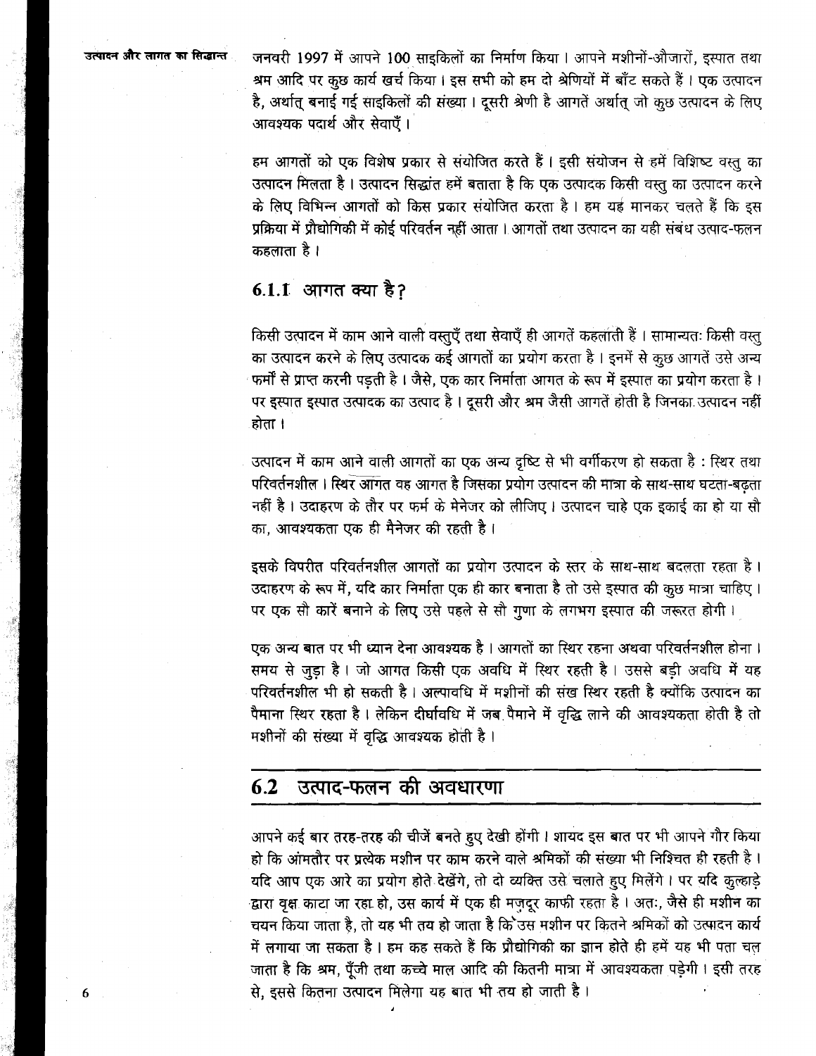जनवरी 1997 में आपने 100 साइकिलों का निर्माण किया। आपने मशीनों-औजारों, इस्पात तथा श्रम आदि पर कुछ कार्य खर्च किया। इस सभी को हम दो श्रेणियों में बाँट सकते हैं। एक उत्पादन है, अर्थात् बनाई गई साइकिलों की संख्या। दूसरी श्रेणी है आगतें अर्थात् जो कुछ उत्पादन के लिए आवश्यक पदार्थ और सेवाएँ।

हम आगतों को एक विशेष प्रकार से संयोजित करते हैं। इसी संयोजन से हमें विशिष्ट वस्तु का उत्पादन मिलता है। उत्पादन सिद्धांत हमें बताता है कि एक उत्पादक किसी वस्तु का उत्पादन करने के लिए विभिन्न आगतों को किस प्रकार संयोजित करता है। हम यह मानकर चलते हैं कि इस प्रक्रिया में प्रौद्योगिकी में कोई परिवर्तन नहीं आता। आगतों तथा उत्पादन का यही संबंध उत्पाद-फलन कहलाता है।

### 6.1.1 आगत क्या है?

किसी उत्पादन में काम आने वाली वस्तुएँ तथा सेवाएँ ही आगतें कहलाती हैं। सामान्यतः किसी वस्तु का उत्पादन करने के लिए उत्पादक कई आगतों का प्रयोग करता है। इनमें से कुछ आगतें उसे अन्य फर्मों से प्राप्त करनी पड़ती है। जैसे, एक कार निर्माता आगत के रूप में इस्पात का प्रयोग करता है। पर इस्पात इस्पात उत्पादक का उत्पाद है। दूसरी ओर श्रम जैसी आगतें होती है जिनका उत्पादन नहीं होता।

उत्पादन में काम आने वाली आगतों का एक अन्य दृष्टि से भी वर्गीकरण हो सकता है : स्थिर तथा परिवर्तनशील। स्थिर आगत वह आगत है जिसका प्रयोग उत्पादन की मात्रा के साथ-साथ घटता-बढ़ता नहीं है। उदाहरण के तौर पर फर्म के मेनेजर को लीजिए। उत्पादन चाहे एक इकाई का हो या सौ का, आवश्यकता एक ही मैनेजर की रहती है।

इसके विपरीत परिवर्तनशील आगतों का प्रयोग उत्पादन के स्तर के साथ-साथ बदलता रहता है। उदाहरण के रूप में, यदि कार निर्माता एक ही कार बनाता है तो उसे इस्पात की कुछ मात्रा चाहिए। पर एक सौ कारें बनाने के लिए उसे पहले से सौ गुणा के लगभग इस्पात की जरूरत होगी।

एक अन्य बात पर भी ध्यान देना आवश्यक है। आगतों का स्थिर रहना अथवा परिवर्तनशील होना। समय से जुड़ा है। जो आगत किसी एक अवधि में स्थिर रहती है। उससे बड़ी अवधि में यह परिवर्तनशील भी हो सकती है। अल्पावधि में मशीनों की संख स्थिर रहती है क्योंकि उत्पादन का पैमाना स्थिर रहता है। लेकिन दीर्घावधि में जब पैमाने में वृद्धि लाने की आवश्यकता होती है तो मशीनों की संख्या में वृद्धि आवश्यक होती है।

## 6.2 उत्पाद-फलन की अवधारणा

आपने कई बार तरह-तरह की चीजें बनते हुए देखी होंगी। शायद इस बात पर भी आपने गौर किया हो कि आंमतौर पर प्रत्येक मशीन पर काम करने वाले श्रमिकों की संख्या भी निश्चित ही रहती है। यदि आप एक आरे का प्रयोग होते देखेंगे, तो दो व्यक्ति उसे चलाते हुए मिलेंगे। पर यदि कुल्हाड़े द्वारा वृक्ष काटा जा रहा हो, उस कार्य में एक ही मज़दूर काफी रहता है। अतः, जैसे ही मशीन का चयन किया जाता है, तो यह भी तय हो जाता है कि उस मशीन पर कितने श्रमिकों को उत्पादन कार्य में लगाया जा सकता है। हम कह सकते हैं कि प्रौद्योगिकी का ज्ञान होते ही हमें यह भी पता चल जाता है कि श्रम, पूँजी तथा कच्चे माल आदि की कितनी मात्रा में आवश्यकता पड़ेगी। इसी तरह से, इससे कितना उत्पादन मिलेगा यह बात भी तय हो जाती है।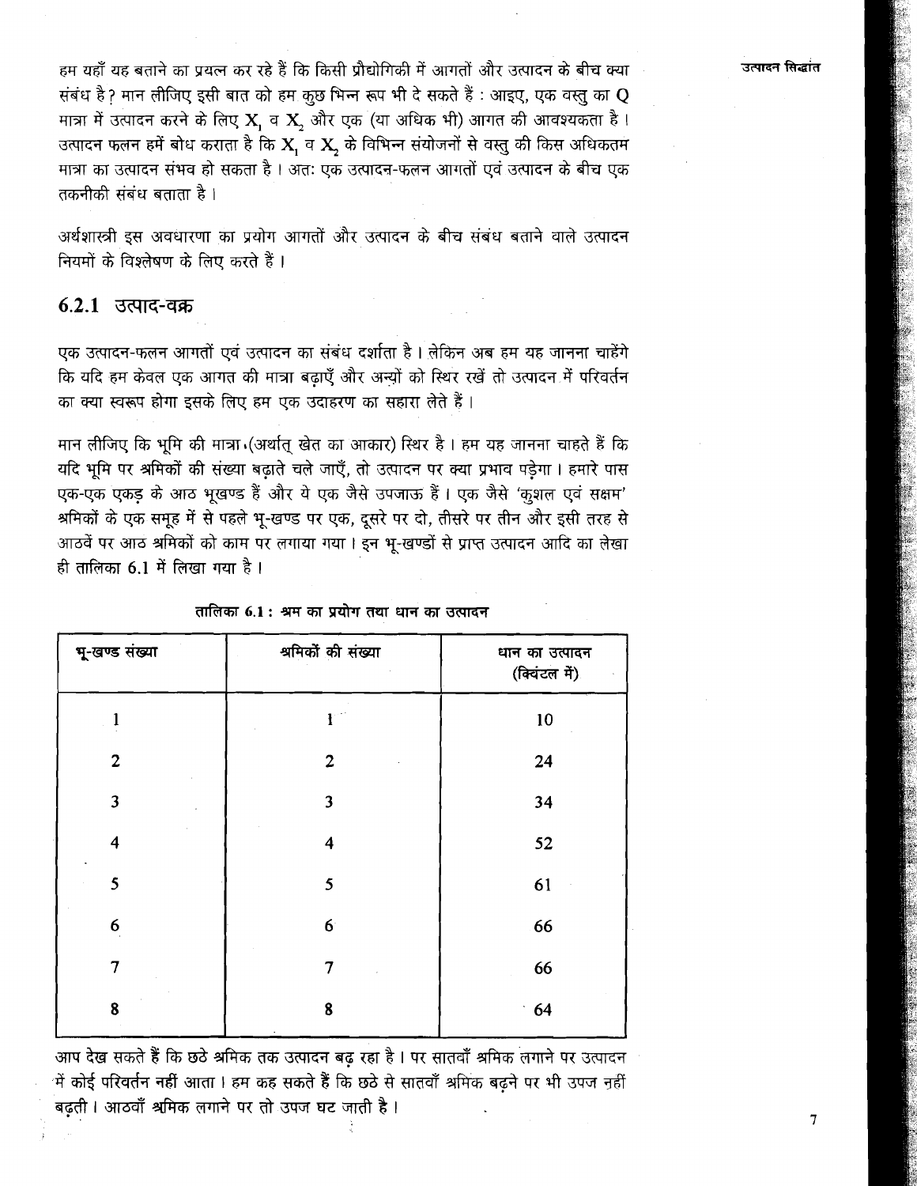हम यहाँ यह बताने का प्रयत्न कर रहे हैं कि किसी प्रौद्योगिकी में आगतों और उत्पादन के बीच क्या संबंध है? मान लीजिए इसी बात को हम कुछ भिन्न रूप भी दे सकते हैं : आइए, एक वस्तु का Q मात्रा में उत्पादन करने के लिए $X_1$ व $X_2$ और एक (या अधिक भी) आगत की आवश्यकता है। उत्पादन फलन हमें बोध कराता है कि $X_1$ व $X_2$ के विभिन्न संयोजनों से वस्तु की किस अधिकतम मात्रा का उत्पादन संभव हो सकता है। अतः एक उत्पादन-फलन आगतों एवं उत्पादन के बीच एक तकनीकी संबंध बताता है।

अर्थशास्त्री इस अवधारणा का प्रयोग आगतों और उत्पादन के बीच संबंध बताने वाले उत्पादन नियमों के विश्लेषण के लिए करते हैं।

### 6.2.1 उत्पाद-वक्र

एक उत्पादन-फलन आगतों एवं उत्पादन का संबंध दर्शाता है। लेकिन अब हम यह जानना चाहेंगे कि यदि हम केवल एक आगत की मात्रा बढ़ाएँ और अन्यों को स्थिर रखें तो उत्पादन में परिवर्तन का क्या स्वरूप होगा इसके लिए हम एक उदाहरण का सहारा लेते हैं।

मान लीजिए कि भूमि की मात्रा (अर्थात् खेत का आकार) स्थिर है। हम यह जानना चाहते हैं कि यदि भूमि पर श्रमिकों की संख्या बढ़ाते चले जाएँ, तो उत्पादन पर क्या प्रभाव पड़ेगा। हमारे पास एक-एक एकड़ के आठ भूखण्ड हैं और ये एक जैसे उपजाऊ हैं। एक जैसे 'कुशल एवं सक्षम' श्रमिकों के एक समूह में से पहले भू-खण्ड पर एक, दूसरे पर दो, तीसरे पर तीन और इसी तरह से आठवें पर आठ श्रमिकों को काम पर लगाया गया। इन भू-खण्डों से प्राप्त उत्पादन आदि का लेखा ही तालिका 6.1 में लिखा गया है।

**तालिका 6.1 : श्रम का प्रयोग तथा धान का उत्पादन**

| भू-खण्ड संख्या | श्रमिकों की संख्या | धान का उत्पादन (क्विंटल में) |
|---|---|---|
| 1 | 1 | 10 |
| 2 | 2 | 24 |
| 3 | 3 | 34 |
| 4 | 4 | 52 |
| 5 | 5 | 61 |
| 6 | 6 | 66 |
| 7 | 7 | 66 |
| 8 | 8 | 64 |

आप देख सकते हैं कि छठे श्रमिक तक उत्पादन बढ़ रहा है। पर सातवाँ श्रमिक लगाने पर उत्पादन में कोई परिवर्तन नहीं आता। हम कह सकते हैं कि छठे से सातवाँ श्रमिक बढ़ने पर भी उपज नहीं बढ़ती। आठवाँ श्रमिक लगाने पर तो उपज घट जाती है।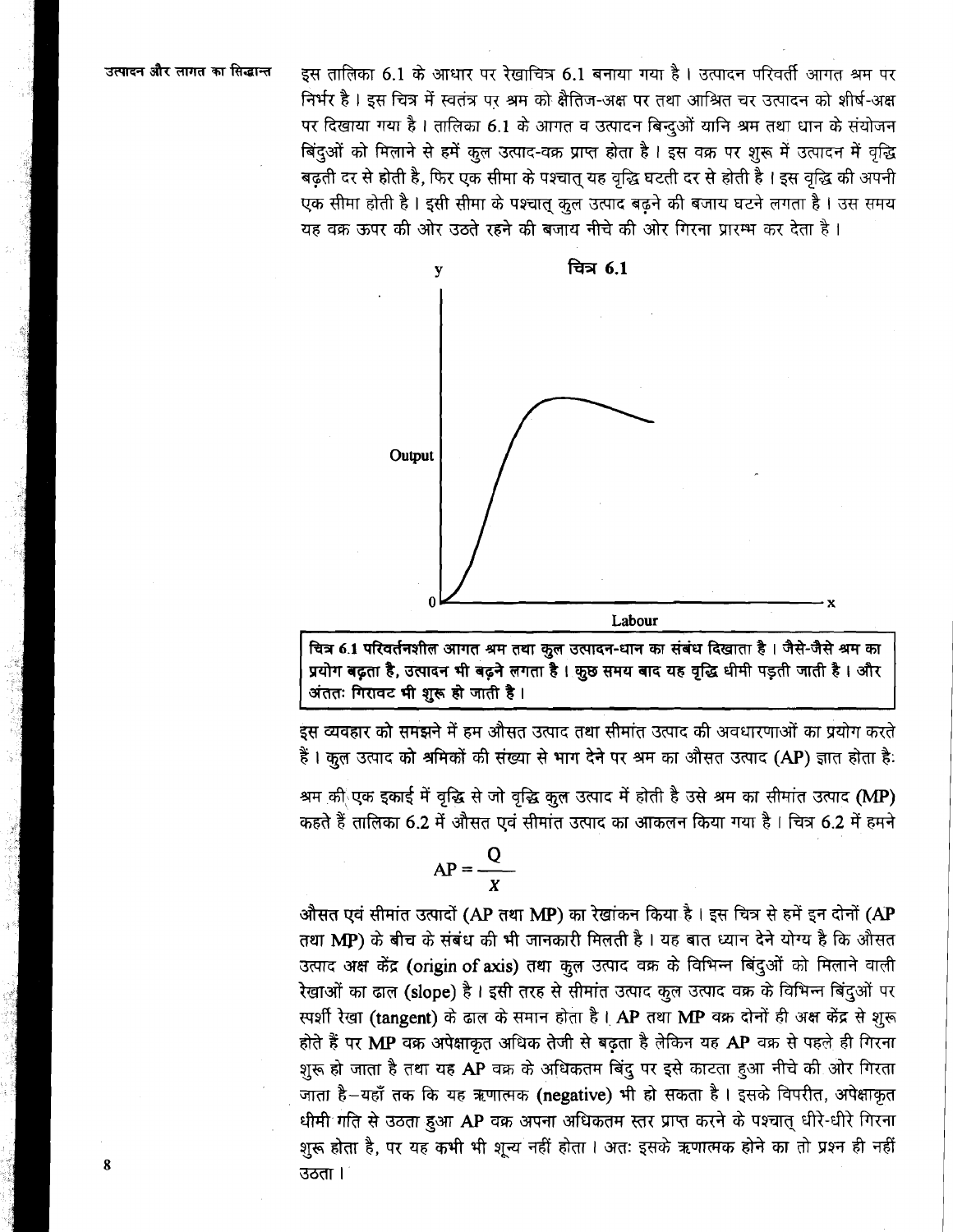इस तालिका 6.1 के आधार पर रेखाचित्र 6.1 बनाया गया है। उत्पादन परिवर्ती आगत श्रम पर निर्भर है। इस चित्र में स्वतंत्र पर श्रम को क्षैतिज-अक्ष पर तथा आश्रित चर उत्पादन को शीर्ष-अक्ष पर दिखाया गया है। तालिका 6.1 के आगत व उत्पादन बिन्दुओं यानि श्रम तथा धान के संयोजन बिंदुओं को मिलाने से हमें कुल उत्पाद-वक्र प्राप्त होता है। इस वक्र पर शुरू में उत्पादन में वृद्धि बढ़ती दर से होती है, फिर एक सीमा के पश्चात् यह वृद्धि घटती दर से होती है। इस वृद्धि की अपनी एक सीमा होती है। इसी सीमा के पश्चात् कुल उत्पाद बढ़ने की बजाय घटने लगता है। उस समय यह वक्र ऊपर की ओर उठते रहने की बजाय नीचे की ओर गिरना प्रारम्भ कर देता है।

**चित्र 6.1**

**चित्र 6.1 परिवर्तनशील आगत श्रम तथा कुल उत्पादन-धान का संबंध दिखाता है। जैसे-जैसे श्रम का प्रयोग बढ़ता है, उत्पादन भी बढ़ने लगता है। कुछ समय बाद यह वृद्धि धीमी पड़ती जाती है। और अंततः गिरावट भी शुरू हो जाती है।**

इस व्यवहार को समझने में हम औसत उत्पाद तथा सीमांत उत्पाद की अवधारणाओं का प्रयोग करते हैं। कुल उत्पाद को श्रमिकों की संख्या से भाग देने पर श्रम का औसत उत्पाद (AP) ज्ञात होता है:

श्रम की एक इकाई में वृद्धि से जो वृद्धि कुल उत्पाद में होती है उसे श्रम का सीमांत उत्पाद (MP) कहते हैं तालिका 6.2 में औसत एवं सीमांत उत्पाद का आकलन किया गया है। चित्र 6.2 में हमने

$$AP = \frac{Q}{X}$$

औसत एवं सीमांत उत्पादों (AP तथा MP) का रेखांकन किया है। इस चित्र से हमें इन दोनों (AP तथा MP) के बीच के संबंध की भी जानकारी मिलती है। यह बात ध्यान देने योग्य है कि औसत उत्पाद अक्ष केंद्र (origin of axis) तथा कुल उत्पाद वक्र के विभिन्न बिंदुओं को मिलाने वाली रेखाओं का ढाल (slope) है। इसी तरह से सीमांत उत्पाद कुल उत्पाद वक्र के विभिन्न बिंदुओं पर स्पर्शी रेखा (tangent) के ढाल के समान होता है। AP तथा MP वक्र दोनों ही अक्ष केंद्र से शुरू होते हैं पर MP वक्र अपेक्षाकृत अधिक तेजी से बढ़ता है लेकिन यह AP वक्र से पहले ही गिरना शुरू हो जाता है तथा यह AP वक्र के अधिकतम बिंदु पर इसे काटता हुआ नीचे की ओर गिरता जाता है—यहाँ तक कि यह ऋणात्मक (negative) भी हो सकता है। इसके विपरीत, अपेक्षाकृत धीमी गति से उठता हुआ AP वक्र अपना अधिकतम स्तर प्राप्त करने के पश्चात् धीरे-धीरे गिरना शुरू होता है, पर यह कभी भी शून्य नहीं होता। अतः इसके ऋणात्मक होने का तो प्रश्न ही नहीं उठता।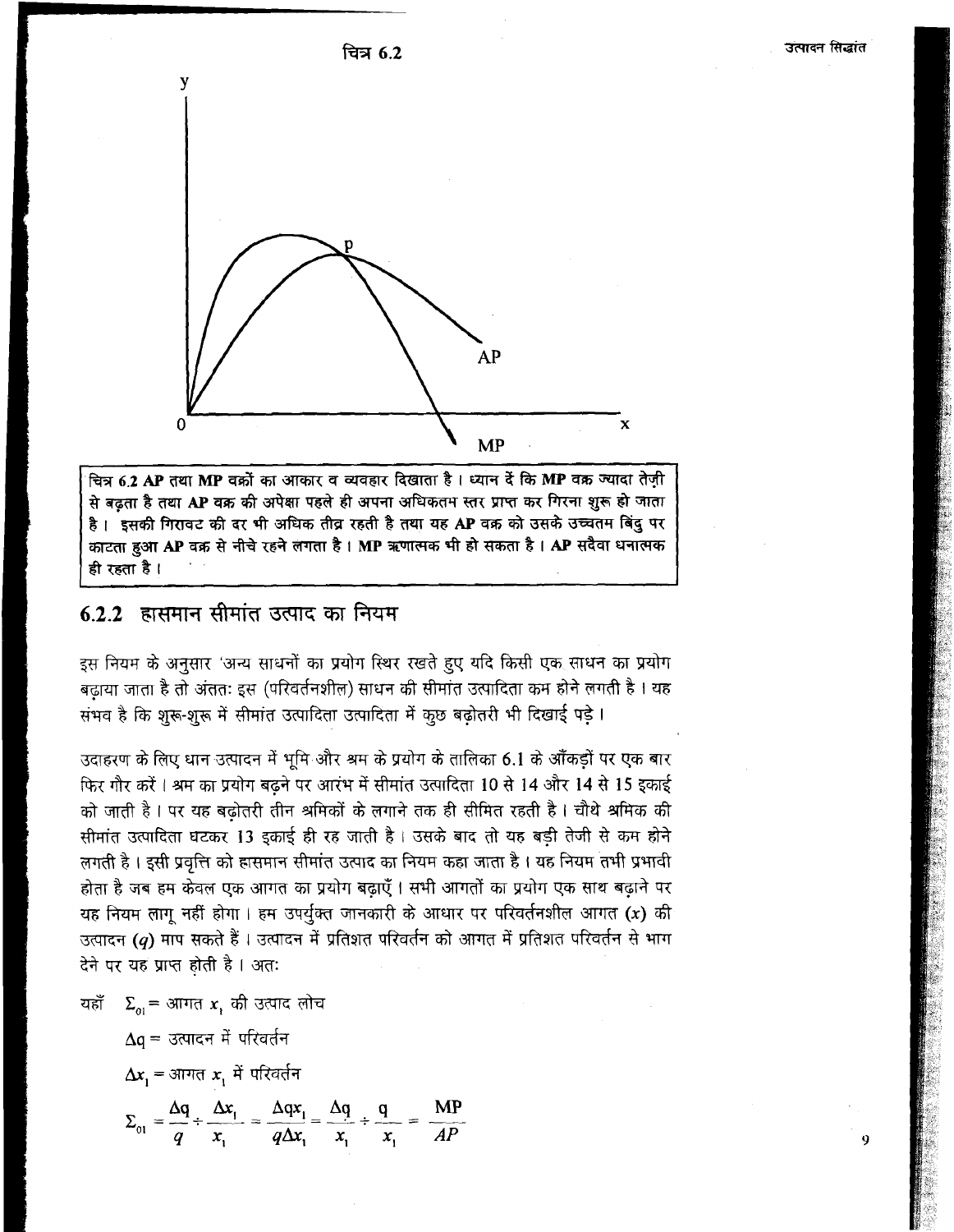चित्र 6.2

चित्र 6.2 **AP तथा MP वक्रों का आकार व व्यवहार दिखाता है। ध्यान दें कि MP वक्र ज्यादा तेज़ी से बढ़ता है तथा AP वक्र की अपेक्षा पहले ही अपना अधिकतम स्तर प्राप्त कर गिरना शुरू हो जाता है। इसकी गिरावट की दर भी अधिक तीव्र रहती है तथा यह AP वक्र को उसके उच्चतम बिंदु पर काटता हुआ AP वक्र से नीचे रहने लगता है। MP ऋणात्मक भी हो सकता है। AP सदैवा धनात्मक ही रहता है।**

## 6.2.2 ह्रासमान सीमांत उत्पाद का नियम

इस नियम के अनुसार 'अन्य साधनों का प्रयोग स्थिर रखते हुए यदि किसी एक साधन का प्रयोग बढ़ाया जाता है तो अंततः इस (परिवर्तनशील) साधन की सीमांत उत्पादिता कम होने लगती है। यह संभव है कि शुरू-शुरू में सीमांत उत्पादिता उत्पादिता में कुछ बढ़ोतरी भी दिखाई पड़े।

उदाहरण के लिए धान उत्पादन में भूमि और श्रम के प्रयोग के तालिका 6.1 के आँकड़ों पर एक बार फिर गौर करें। श्रम का प्रयोग बढ़ने पर आरंभ में सीमांत उत्पादिता 10 से 14 और 14 से 15 इकाई को जाती है। पर यह बढ़ोतरी तीन श्रमिकों के लगाने तक ही सीमित रहती है। चौथे श्रमिक की सीमांत उत्पादिता घटकर 13 इकाई ही रह जाती है। उसके बाद तो यह बड़ी तेजी से कम होने लगती है। इसी प्रवृत्ति को ह्रासमान सीमांत उत्पाद का नियम कहा जाता है। यह नियम तभी प्रभावी होता है जब हम केवल एक आगत का प्रयोग बढ़ाएँ। सभी आगतों का प्रयोग एक साथ बढ़ाने पर यह नियम लागू नहीं होगा। हम उपर्युक्त जानकारी के आधार पर परिवर्तनशील आगत ($x$) की उत्पादन ($q$) माप सकते हैं। उत्पादन में प्रतिशत परिवर्तन को आगत में प्रतिशत परिवर्तन से भाग देने पर यह प्राप्त होती है। अतः

यहाँ $\Sigma_{01}$ = आगत $x_1$ की उत्पाद लोच

$\Delta q$ = उत्पादन में परिवर्तन

$\Delta x_1$ = आगत $x_1$ में परिवर्तन

$$\Sigma_{01} = \frac{\Delta q}{q} \div \frac{\Delta x_1}{x_1} = \frac{\Delta q x_1}{q \Delta x_1} = \frac{\Delta q}{x_1} \div \frac{q}{x_1} = \frac{MP}{AP}$$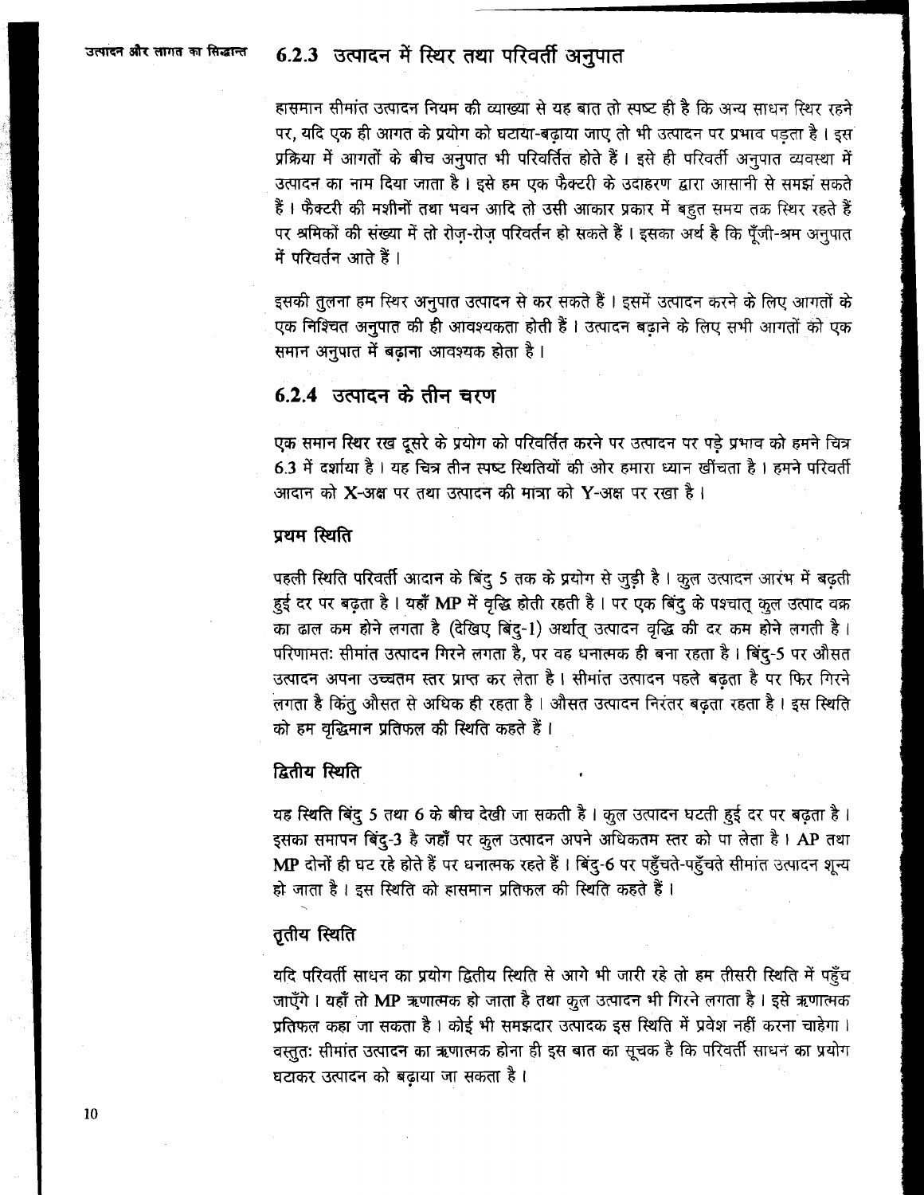## 6.2.3 उत्पादन में स्थिर तथा परिवर्ती अनुपात

ह्रासमान सीमांत उत्पादन नियम की व्याख्या से यह बात तो स्पष्ट ही है कि अन्य साधन स्थिर रहने पर, यदि एक ही आगत के प्रयोग को घटाया-बढ़ाया जाए तो भी उत्पादन पर प्रभाव पड़ता है। इस प्रक्रिया में आगतों के बीच अनुपात भी परिवर्तित होते हैं। इसे ही परिवर्ती अनुपात व्यवस्था में उत्पादन का नाम दिया जाता है। इसे हम एक फैक्टरी के उदाहरण द्वारा आसानी से समझ सकते हैं। फैक्टरी की मशीनों तथा भवन आदि तो उसी आकार प्रकार में बहुत समय तक स्थिर रहते हैं पर श्रमिकों की संख्या में तो रोज़-रोज़ परिवर्तन हो सकते हैं। इसका अर्थ है कि पूँजी-श्रम अनुपात में परिवर्तन आते हैं।

इसकी तुलना हम स्थिर अनुपात उत्पादन से कर सकते हैं। इसमें उत्पादन करने के लिए आगतों के एक निश्चित अनुपात की ही आवश्यकता होती हैं। उत्पादन बढ़ाने के लिए सभी आगतों को एक समान अनुपात में बढ़ाना आवश्यक होता है।

## 6.2.4 उत्पादन के तीन चरण

एक समान स्थिर रख दूसरे के प्रयोग को परिवर्तित करने पर उत्पादन पर पड़े प्रभाव को हमने चित्र 6.3 में दर्शाया है। यह चित्र तीन स्पष्ट स्थितियों की ओर हमारा ध्यान खींचता है। हमने परिवर्ती आदान को X-अक्ष पर तथा उत्पादन की मात्रा को Y-अक्ष पर रखा है।

### प्रथम स्थिति

पहली स्थिति परिवर्ती आदान के बिंदु 5 तक के प्रयोग से जुड़ी है। कुल उत्पादन आरंभ में बढ़ती हुई दर पर बढ़ता है। यहाँ MP में वृद्धि होती रहती है। पर एक बिंदु के पश्चात् कुल उत्पाद वक्र का ढाल कम होने लगता है (देखिए बिंदु-1) अर्थात् उत्पादन वृद्धि की दर कम होने लगती है। परिणामतः सीमांत उत्पादन गिरने लगता है, पर वह धनात्मक ही बना रहता है। बिंदु-5 पर औसत उत्पादन अपना उच्चतम स्तर प्राप्त कर लेता है। सीमांत उत्पादन पहले बढ़ता है पर फिर गिरने लगता है किंतु औसत से अधिक ही रहता है। औसत उत्पादन निरंतर बढ़ता रहता है। इस स्थिति को हम वृद्धिमान प्रतिफल की स्थिति कहते हैं।

### द्वितीय स्थिति

यह स्थिति बिंदु 5 तथा 6 के बीच देखी जा सकती है। कुल उत्पादन घटती हुई दर पर बढ़ता है। इसका समापन बिंदु-3 है जहाँ पर कुल उत्पादन अपने अधिकतम स्तर को पा लेता है। AP तथा MP दोनों ही घट रहे होते हैं पर धनात्मक रहते हैं। बिंदु-6 पर पहुँचते-पहुँचते सीमांत उत्पादन शून्य हो जाता है। इस स्थिति को ह्रासमान प्रतिफल की स्थिति कहते हैं।

### तृतीय स्थिति

यदि परिवर्ती साधन का प्रयोग द्वितीय स्थिति से आगे भी जारी रहे तो हम तीसरी स्थिति में पहुँच जाएँगे। यहाँ तो MP ऋणात्मक हो जाता है तथा कुल उत्पादन भी गिरने लगता है। इसे ऋणात्मक प्रतिफल कहा जा सकता है। कोई भी समझदार उत्पादक इस स्थिति में प्रवेश नहीं करना चाहेगा। वस्तुतः सीमांत उत्पादन का ऋणात्मक होना ही इस बात का सूचक है कि परिवर्ती साधन का प्रयोग घटाकर उत्पादन को बढ़ाया जा सकता है।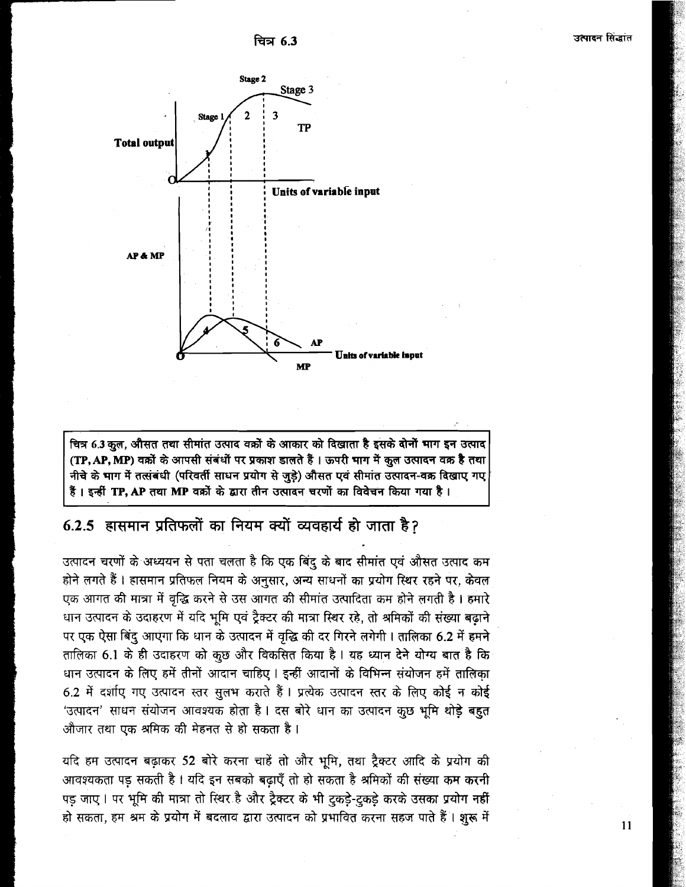चित्र 6.3

Stage 2

Stage 3

Stage 1 | 2 | 3

TP

Total output

O

Units of variable input

AP & MP

4 5 6

AP

O

Units of variable input

MP

**चित्र 6.3 कुल, औसत तथा सीमांत उत्पाद वक्रों के आकार को दिखाता है इसके दोनों भाग इन उत्पाद (TP, AP, MP) वक्रों के आपसी संबंधों पर प्रकाश डालते हैं। ऊपरी भाग में कुल उत्पादन वक्र है तथा नीचे के भाग में तत्संबंधी (परिवर्ती साधन प्रयोग से जुड़े) औसत एवं सीमांत उत्पादन-वक्र दिखाए गए हैं। इन्हीं TP, AP तथा MP वक्रों के द्वारा तीन उत्पादन चरणों का विवेचन किया गया है।**

## 6.2.5 ह्रासमान प्रतिफलों का नियम क्यों व्यवहार्य हो जाता है?

उत्पादन चरणों के अध्ययन से पता चलता है कि एक बिंदु के बाद सीमांत एवं औसत उत्पाद कम होने लगते हैं। ह्रासमान प्रतिफल नियम के अनुसार, अन्य साधनों का प्रयोग स्थिर रहने पर, केवल एक आगत की मात्रा में वृद्धि करने से उस आगत की सीमांत उत्पादिता कम होने लगती है। हमारे धान उत्पादन के उदाहरण में यदि भूमि एवं ट्रैक्टर की मात्रा स्थिर रहे, तो श्रमिकों की संख्या बढ़ाने पर एक ऐसा बिंदु आएगा कि धान के उत्पादन में वृद्धि की दर गिरने लगेगी। तालिका 6.2 में हमने तालिका 6.1 के ही उदाहरण को कुछ और विकसित किया है। यह ध्यान देने योग्य बात है कि धान उत्पादन के लिए हमें तीनों आदान चाहिए। इन्हीं आदानों के विभिन्न संयोजन हमें तालिका 6.2 में दर्शाए गए उत्पादन स्तर सुलभ कराते हैं। प्रत्येक उत्पादन स्तर के लिए कोई न कोई 'उत्पादन' साधन संयोजन आवश्यक होता है। दस बोरे धान का उत्पादन कुछ भूमि थोड़े बहुत औजार तथा एक श्रमिक की मेहनत से हो सकता है।

यदि हम उत्पादन बढ़ाकर 52 बोरे करना चाहें तो और भूमि, तथा ट्रैक्टर आदि के प्रयोग की आवश्यकता पड़ सकती है। यदि इन सबको बढ़ाएँ तो हो सकता है श्रमिकों की संख्या कम करनी पड़ जाए। पर भूमि की मात्रा तो स्थिर है और ट्रैक्टर के भी टुकड़े-टुकड़े करके उसका प्रयोग नहीं हो सकता, हम श्रम के प्रयोग में बदलाव द्वारा उत्पादन को प्रभावित करना सहज पाते हैं। शुरू में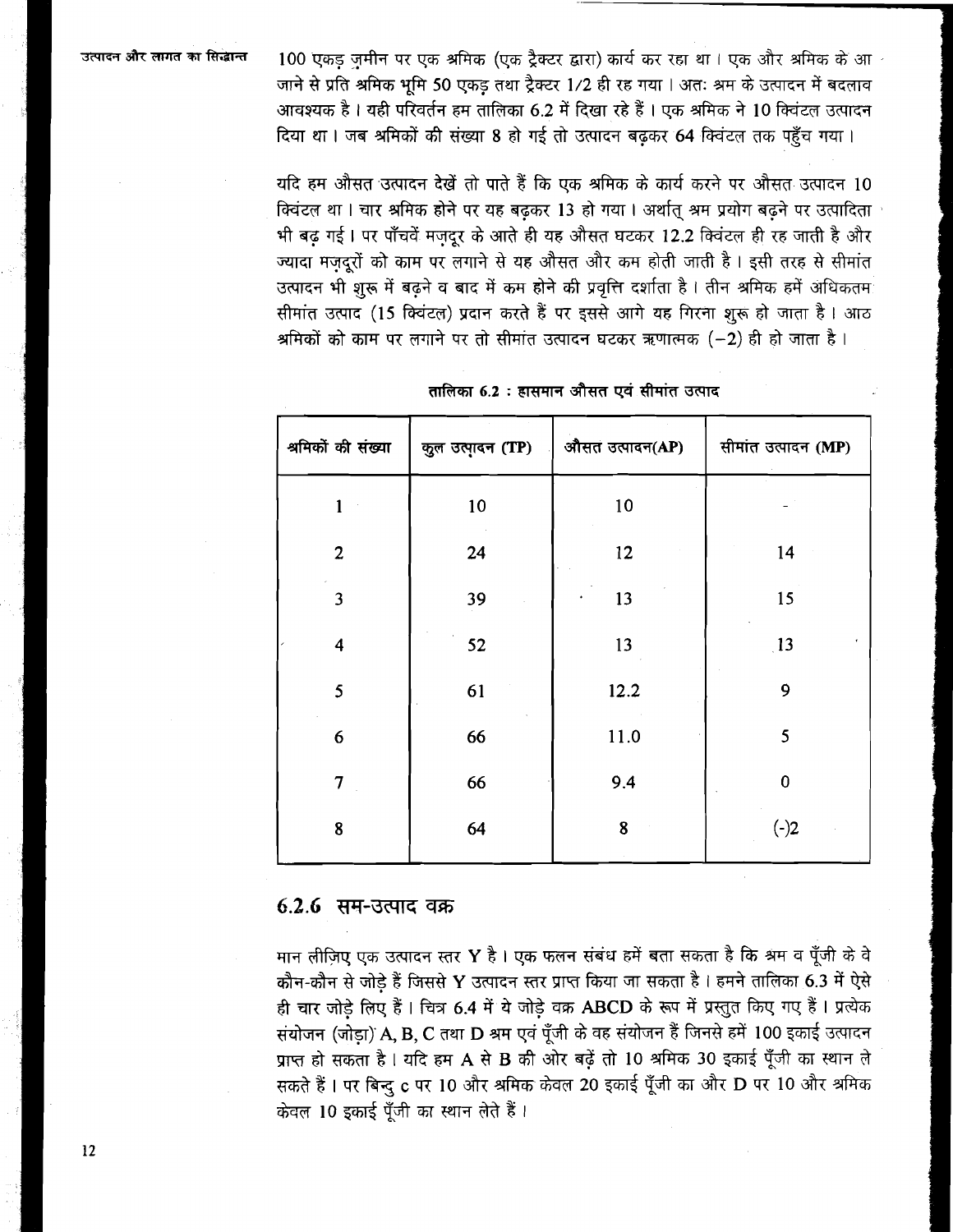100 एकड़ ज़मीन पर एक श्रमिक (एक ट्रैक्टर द्वारा) कार्य कर रहा था। एक और श्रमिक के आ जाने से प्रति श्रमिक भूमि 50 एकड़ तथा ट्रैक्टर 1/2 ही रह गया। अतः श्रम के उत्पादन में बदलाव आवश्यक है। यही परिवर्तन हम तालिका 6.2 में दिखा रहे हैं। एक श्रमिक ने 10 क्विंटल उत्पादन दिया था। जब श्रमिकों की संख्या 8 हो गई तो उत्पादन बढ़कर 64 क्विंटल तक पहुँच गया।

यदि हम औसत उत्पादन देखें तो पाते हैं कि एक श्रमिक के कार्य करने पर औसत उत्पादन 10 क्विंटल था। चार श्रमिक होने पर यह बढ़कर 13 हो गया। अर्थात् श्रम प्रयोग बढ़ने पर उत्पादिता भी बढ़ गई। पर पाँचवें मज़दूर के आते ही यह औसत घटकर 12.2 क्विंटल ही रह जाती है और ज्यादा मज़दूरों को काम पर लगाने से यह औसत और कम होती जाती है। इसी तरह से सीमांत उत्पादन भी शुरू में बढ़ने व बाद में कम होने की प्रवृत्ति दर्शाता है। तीन श्रमिक हमें अधिकतम सीमांत उत्पाद (15 क्विंटल) प्रदान करते हैं पर इससे आगे यह गिरना शुरू हो जाता है। आठ श्रमिकों को काम पर लगाने पर तो सीमांत उत्पादन घटकर ऋणात्मक (−2) ही हो जाता है।

**तालिका 6.2 : ह्रासमान औसत एवं सीमांत उत्पाद**

| श्रमिकों की संख्या | कुल उत्पादन (TP) | औसत उत्पादन(AP) | सीमांत उत्पादन (MP) |
|---|---|---|---|
| 1 | 10 | 10 | - |
| 2 | 24 | 12 | 14 |
| 3 | 39 | 13 | 15 |
| 4 | 52 | 13 | 13 |
| 5 | 61 | 12.2 | 9 |
| 6 | 66 | 11.0 | 5 |
| 7 | 66 | 9.4 | 0 |
| 8 | 64 | 8 | (-)2 |

### 6.2.6 सम-उत्पाद वक्र

मान लीजिए एक उत्पादन स्तर Y है। एक फलन संबंध हमें बता सकता है कि श्रम व पूँजी के वे कौन-कौन से जोड़े हैं जिससे Y उत्पादन स्तर प्राप्त किया जा सकता है। हमने तालिका 6.3 में ऐसे ही चार जोड़े लिए हैं। चित्र 6.4 में ये जोड़े वक्र ABCD के रूप में प्रस्तुत किए गए हैं। प्रत्येक संयोजन (जोड़ा) A, B, C तथा D श्रम एवं पूँजी के वह संयोजन हैं जिनसे हमें 100 इकाई उत्पादन प्राप्त हो सकता है। यदि हम A से B की ओर बढ़ें तो 10 श्रमिक 30 इकाई पूँजी का स्थान ले सकते हैं। पर बिन्दु c पर 10 और श्रमिक केवल 20 इकाई पूँजी का और D पर 10 और श्रमिक केवल 10 इकाई पूँजी का स्थान लेते हैं।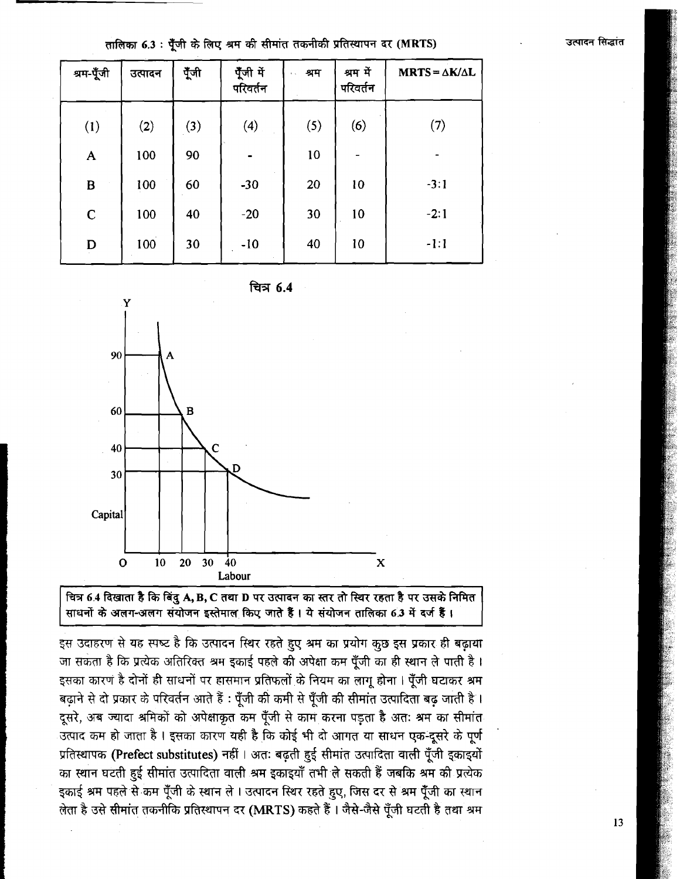तालिका 6.3 : पूँजी के लिए श्रम की सीमांत तकनीकी प्रतिस्थापन दर (MRTS)

| श्रम-पूँजी | उत्पादन | पूँजी | पूँजी में परिवर्तन | श्रम | श्रम में परिवर्तन | MRTS = ΔK/ΔL |
|---|---|---|---|---|---|---|
| (1) | (2) | (3) | (4) | (5) | (6) | (7) |
| A | 100 | 90 | - | 10 | - | - |
| B | 100 | 60 | -30 | 20 | 10 | -3:1 |
| C | 100 | 40 | -20 | 30 | 10 | -2:1 |
| D | 100 | 30 | -10 | 40 | 10 | -1:1 |

चित्र 6.4

चित्र 6.4 दिखाता है कि बिंदु A, B, C तथा D पर उत्पादन का स्तर तो स्थिर रहता है पर उसके निमित साधनों के अलग-अलग संयोजन इस्तेमाल किए जाते हैं। ये संयोजन तालिका 6.3 में दर्ज हैं।

इस उदाहरण से यह स्पष्ट है कि उत्पादन स्थिर रहते हुए श्रम का प्रयोग कुछ इस प्रकार ही बढ़ाया जा सकता है कि प्रत्येक अतिरिक्त श्रम इकाई पहले की अपेक्षा कम पूँजी का ही स्थान ले पाती है। इसका कारण है दोनों ही साधनों पर ह्रासमान प्रतिफलों के नियम का लागू होना। पूँजी घटाकर श्रम बढ़ाने से दो प्रकार के परिवर्तन आते हैं : पूँजी की कमी से पूँजी की सीमांत उत्पादिता बढ़ जाती है। दूसरे, अब ज्यादा श्रमिकों को अपेक्षाकृत कम पूँजी से काम करना पड़ता है अतः श्रम का सीमांत उत्पाद कम हो जाता है। इसका कारण यही है कि कोई भी दो आगत या साधन एक-दूसरे के पूर्ण प्रतिस्थापक **(Prefect substitutes)** नहीं। अतः बढ़ती हुई सीमांत उत्पादिता वाली पूँजी इकाइयों का स्थान घटती हुई सीमांत उत्पादिता वाली श्रम इकाइयाँ तभी ले सकती हैं जबकि श्रम की प्रत्येक इकाई श्रम पहले से कम पूँजी के स्थान ले। उत्पादन स्थिर रहते हुए, जिस दर से श्रम पूँजी का स्थान लेता है उसे सीमांत तकनीकि प्रतिस्थापन दर **(MRTS)** कहते हैं। जैसे-जैसे पूँजी घटती है तथा श्रम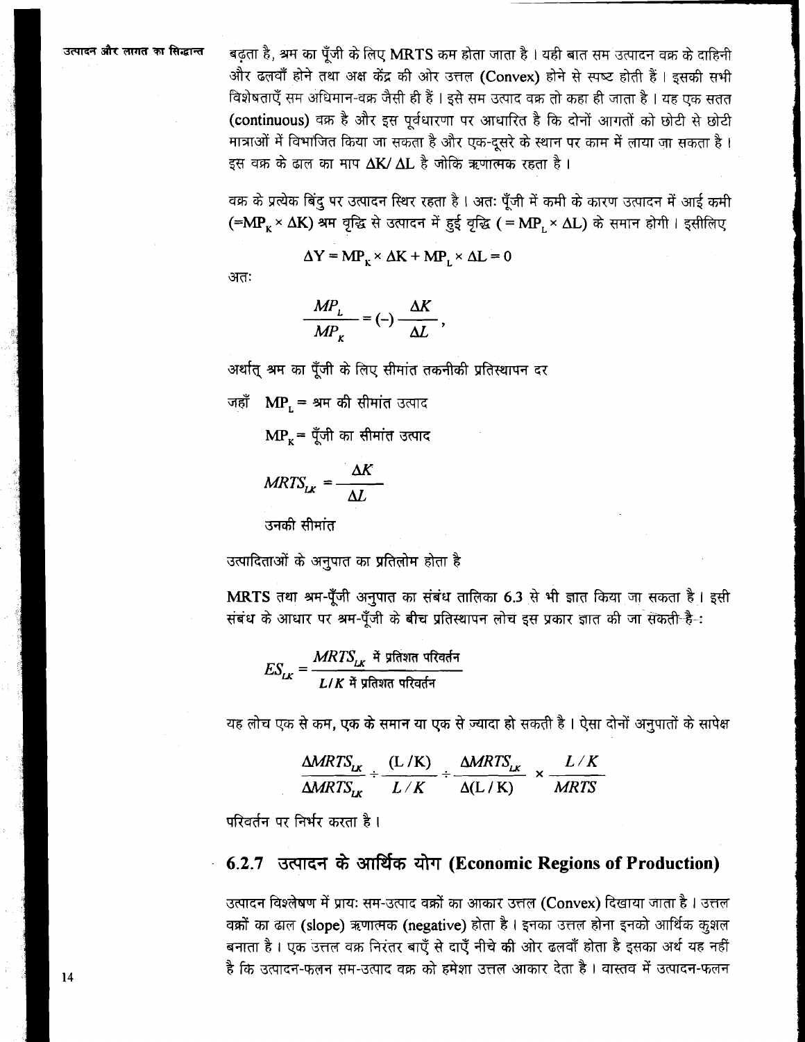बढ़ता है, श्रम का पूँजी के लिए MRTS कम होता जाता है। यही बात सम उत्पादन वक्र के दाहिनी और ढलवाँ होने तथा अक्ष केंद्र की ओर उत्तल (Convex) होने से स्पष्ट होती हैं। इसकी सभी विशेषताएँ सम अधिमान-वक्र जैसी ही हैं। इसे सम उत्पाद वक्र तो कहा ही जाता है। यह एक सतत (continuous) वक्र है और इस पूर्वधारणा पर आधारित है कि दोनों आगतों को छोटी से छोटी मात्राओं में विभाजित किया जा सकता है और एक-दूसरे के स्थान पर काम में लाया जा सकता है। इस वक्र के ढाल का माप $\Delta K / \Delta L$ है जोकि ऋणात्मक रहता है।

वक्र के प्रत्येक बिंदु पर उत्पादन स्थिर रहता है। अतः पूँजी में कमी के कारण उत्पादन में आई कमी ($=MP_K \times \Delta K$) श्रम वृद्धि से उत्पादन में हुई वृद्धि ($= MP_L \times \Delta L$) के समान होगी। इसीलिए

$$\Delta Y = MP_K \times \Delta K + MP_L \times \Delta L = 0$$

अतः

$$\frac{MP_L}{MP_K} = (-)\frac{\Delta K}{\Delta L},$$

अर्थात् श्रम का पूँजी के लिए सीमांत तकनीकी प्रतिस्थापन दर

जहाँ $MP_L$ = श्रम की सीमांत उत्पाद

$MP_K$ = पूँजी का सीमांत उत्पाद

$$MRTS_{LK} = \frac{\Delta K}{\Delta L}$$

उनकी सीमांत

उत्पादिताओं के अनुपात का प्रतिलोम होता है

MRTS तथा श्रम-पूँजी अनुपात का संबंध तालिका 6.3 से भी ज्ञात किया जा सकता है। इसी संबंध के आधार पर श्रम-पूँजी के बीच प्रतिस्थापन लोच इस प्रकार ज्ञात की जा सकती है :

$$ES_{LK} = \frac{MRTS_{LK} \text{ में प्रतिशत परिवर्तन}}{L/K \text{ में प्रतिशत परिवर्तन}}$$

यह लोच एक से कम, एक के समान या एक से ज्यादा हो सकती है। ऐसा दोनों अनुपातों के सापेक्ष

$$\frac{\Delta MRTS_{LK}}{\Delta MRTS_{LK}} \div \frac{(L/K)}{L/K} \div \frac{\Delta MRTS_{LK}}{\Delta(L/K)} \times \frac{L/K}{MRTS}$$

परिवर्तन पर निर्भर करता है।

### 6.2.7 उत्पादन के आर्थिक योग (Economic Regions of Production)

उत्पादन विश्लेषण में प्रायः सम-उत्पाद वक्रों का आकार उत्तल (Convex) दिखाया जाता है। उत्तल वक्रों का ढाल (slope) ऋणात्मक (negative) होता है। इनका उत्तल होना इनको आर्थिक कुशल बनाता है। एक उत्तल वक्र निरंतर बाएँ से दाएँ नीचे की ओर ढलवाँ होता है इसका अर्थ यह नहीं है कि उत्पादन-फलन सम-उत्पाद वक्र को हमेशा उत्तल आकार देता है। वास्तव में उत्पादन-फलन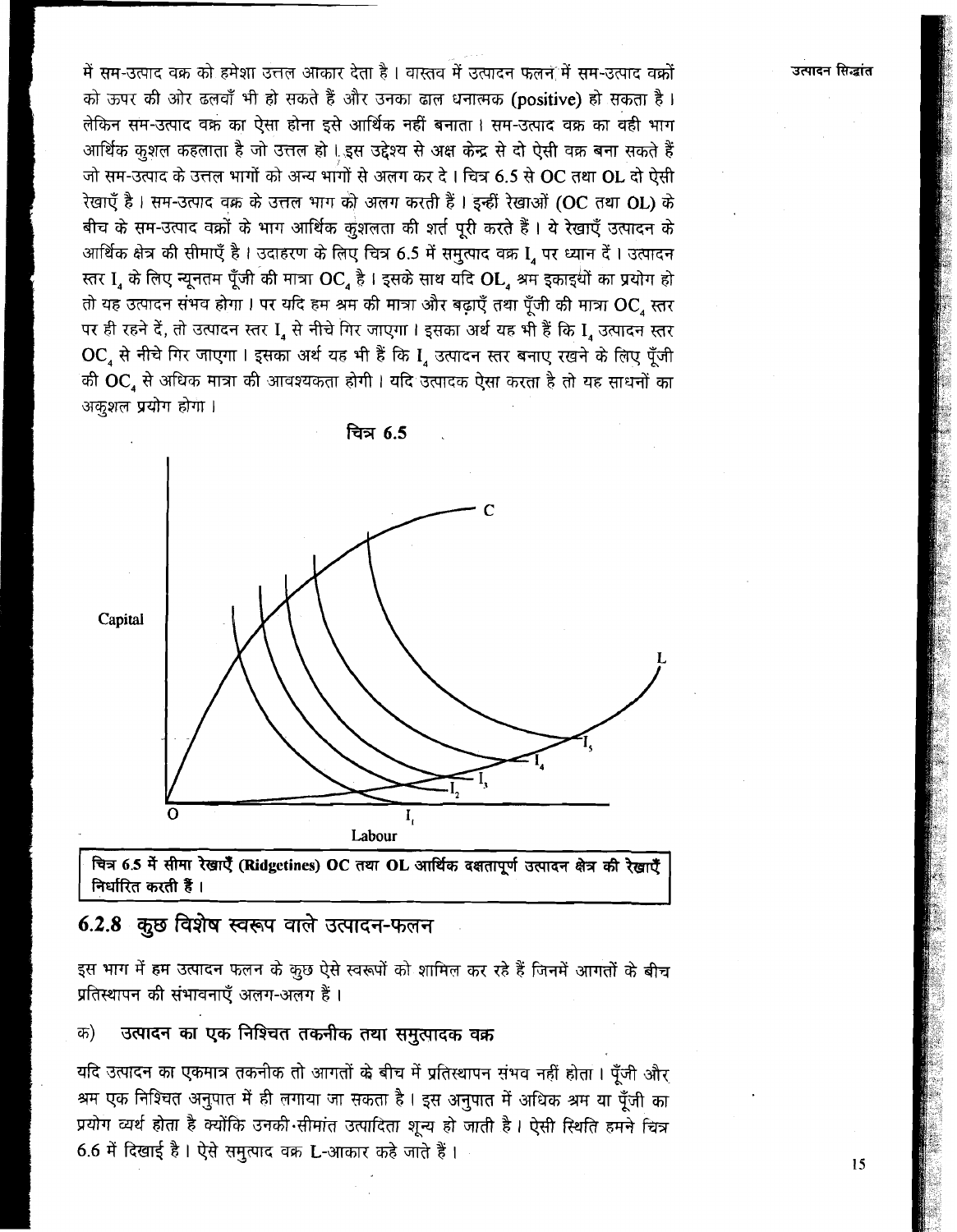में सम-उत्पाद वक्र को हमेशा उत्तल आकार देता है। वास्तव में उत्पादन फलन में सम-उत्पाद वक्रों को ऊपर की ओर ढलवाँ भी हो सकते हैं और उनका ढाल धनात्मक (**positive**) हो सकता है। लेकिन सम-उत्पाद वक्र का ऐसा होना इसे आर्थिक नहीं बनाता। सम-उत्पाद वक्र का वही भाग आर्थिक कुशल कहलाता है जो उत्तल हो। इस उद्देश्य से अक्ष केन्द्र से दो ऐसी वक्र बना सकते हैं जो सम-उत्पाद के उत्तल भागों को अन्य भागों से अलग कर दे। चित्र 6.5 से OC तथा OL दो ऐसी रेखाएँ हैं। सम-उत्पाद वक्र के उत्तल भाग को अलग करती हैं। इन्हीं रेखाओं (OC तथा OL) के बीच के सम-उत्पाद वक्रों के भाग आर्थिक कुशलता की शर्त पूरी करते हैं। ये रेखाएँ उत्पादन के आर्थिक क्षेत्र की सीमाएँ है। उदाहरण के लिए चित्र 6.5 में समुत्पाद वक्र $I_4$ पर ध्यान दें। उत्पादन स्तर $I_4$ के लिए न्यूनतम पूँजी की मात्रा $OC_4$ है। इसके साथ यदि $OL_4$ श्रम इकाइयों का प्रयोग हो तो यह उत्पादन संभव होगा। पर यदि हम श्रम की मात्रा और बढ़ाएँ तथा पूँजी की मात्रा $OC_4$ स्तर पर ही रहने दें, तो उत्पादन स्तर $I_4$ से नीचे गिर जाएगा। इसका अर्थ यह भी हैं कि $I_4$ उत्पादन स्तर $OC_4$ से नीचे गिर जाएगा। इसका अर्थ यह भी हैं कि $I_4$ उत्पादन स्तर बनाए रखने के लिए पूँजी की $OC_4$ से अधिक मात्रा की आवश्यकता होगी। यदि उत्पादक ऐसा करता है तो यह साधनों का अकुशल प्रयोग होगा।

**चित्र 6.5**

**चित्र 6.5 में सीमा रेखाएँ (Ridgetines) OC तथा OL आर्थिक दक्षतापूर्ण उत्पादन क्षेत्र की रेखाएँ निर्धारित करती हैं।**

## 6.2.8 कुछ विशेष स्वरूप वाले उत्पादन-फलन

इस भाग में हम उत्पादन फलन के कुछ ऐसे स्वरूपों को शामिल कर रहे हैं जिनमें आगतों के बीच प्रतिस्थापन की संभावनाएँ अलग-अलग हैं।

### क) उत्पादन का एक निश्चित तकनीक तथा समुत्पादक वक्र

यदि उत्पादन का एकमात्र तकनीक तो आगतों के बीच में प्रतिस्थापन संभव नहीं होता। पूँजी और श्रम एक निश्चित अनुपात में ही लगाया जा सकता है। इस अनुपात में अधिक श्रम या पूँजी का प्रयोग व्यर्थ होता है क्योंकि उनकी सीमांत उत्पादिता शून्य हो जाती है। ऐसी स्थिति हमने चित्र 6.6 में दिखाई है। ऐसे समुत्पाद वक्र L-आकार कहे जाते हैं।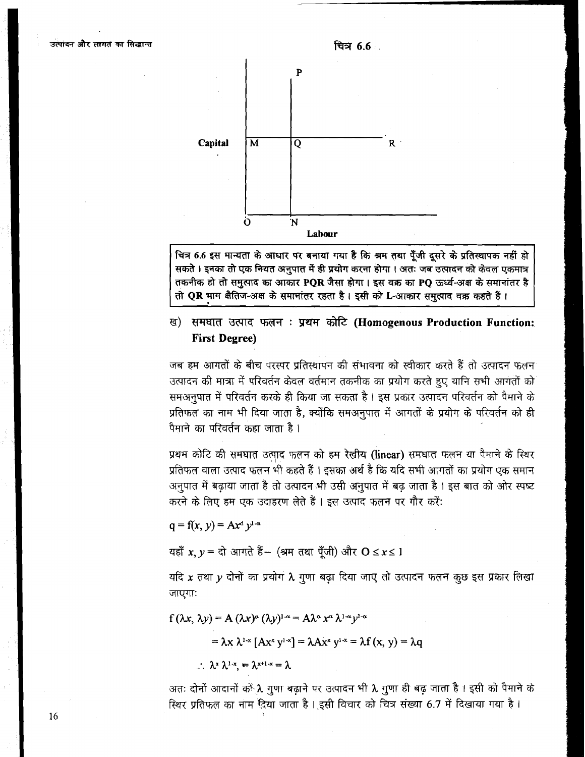चित्र 6.6

चित्र 6.6 इस मान्यता के आधार पर बनाया गया है कि श्रम तथा पूँजी दूसरे के प्रतिस्थापक नहीं हो सकते। इनका तो एक नियत अनुपात में ही प्रयोग करना होगा। अतः जब उत्पादन को केवल एकमात्र तकनीक हो तो समुत्पाद का आकार PQR जैसा होगा। इस वक्र का PQ ऊर्ध्व-अक्ष के समानांतर है तो QR भाग क्षैतिज-अक्ष के समानांतर रहता है। इसी को L-आकार समुत्पाद वक्र कहते हैं।

### ख) समघात उत्पाद फलन : प्रथम कोटि (Homogenous Production Function: First Degree)

जब हम आगतों के बीच परस्पर प्रतिस्थापन की संभावना को स्वीकार करते हैं तो उत्पादन फलन उत्पादन की मात्रा में परिवर्तन केवल वर्तमान तकनीक का प्रयोग करते हुए यानि सभी आगतों को समअनुपात में परिवर्तन करके ही किया जा सकता है। इस प्रकार उत्पादन परिवर्तन को पैमाने के प्रतिफल का नाम भी दिया जाता है, क्योंकि समअनुपात में आगतों के प्रयोग के परिवर्तन को ही पैमाने का परिवर्तन कहा जाता है।

प्रथम कोटि की समघात उत्पाद फलन को हम रेखीय (linear) समघात फलन या पैमाने के स्थिर प्रतिफल वाला उत्पाद फलन भी कहते हैं। इसका अर्थ है कि यदि सभी आगतों का प्रयोग एक समान अनुपात में बढ़ाया जाता है तो उत्पादन भी उसी अनुपात में बढ़ जाता है। इस बात को ओर स्पष्ट करने के लिए हम एक उदाहरण लेते हैं। इस उत्पाद फलन पर गौर करें:

$$q = f(x, y) = Ax^{\alpha} y^{1-\alpha}$$

यहाँ $x, y$ = दो आगते हैं– (श्रम तथा पूँजी) और $O \leq x \leq 1$

यदि $x$ तथा $y$ दोनों का प्रयोग $\lambda$ गुणा बढ़ा दिया जाए तो उत्पादन फलन कुछ इस प्रकार लिखा जाएगा:

$$f(\lambda x, \lambda y) = A(\lambda x)^{\alpha} (\lambda y)^{1-\alpha} = A\lambda^{\alpha} x^{\alpha} \lambda^{1-\alpha} y^{1-\alpha}$$

$$= \lambda x \lambda^{1-x} [Ax^{x} y^{1-x}] = \lambda Ax^{x} y^{1-x} = \lambda f(x, y) = \lambda q$$

$$\therefore \lambda^{x} \lambda^{1-x} = \lambda^{x+1-x} = \lambda$$

अतः दोनों आदानों को $\lambda$ गुणा बढ़ाने पर उत्पादन भी $\lambda$ गुणा ही बढ़ जाता है। इसी को पैमाने के स्थिर प्रतिफल का नाम दिया जाता है। इसी विचार को चित्र संख्या 6.7 में दिखाया गया है।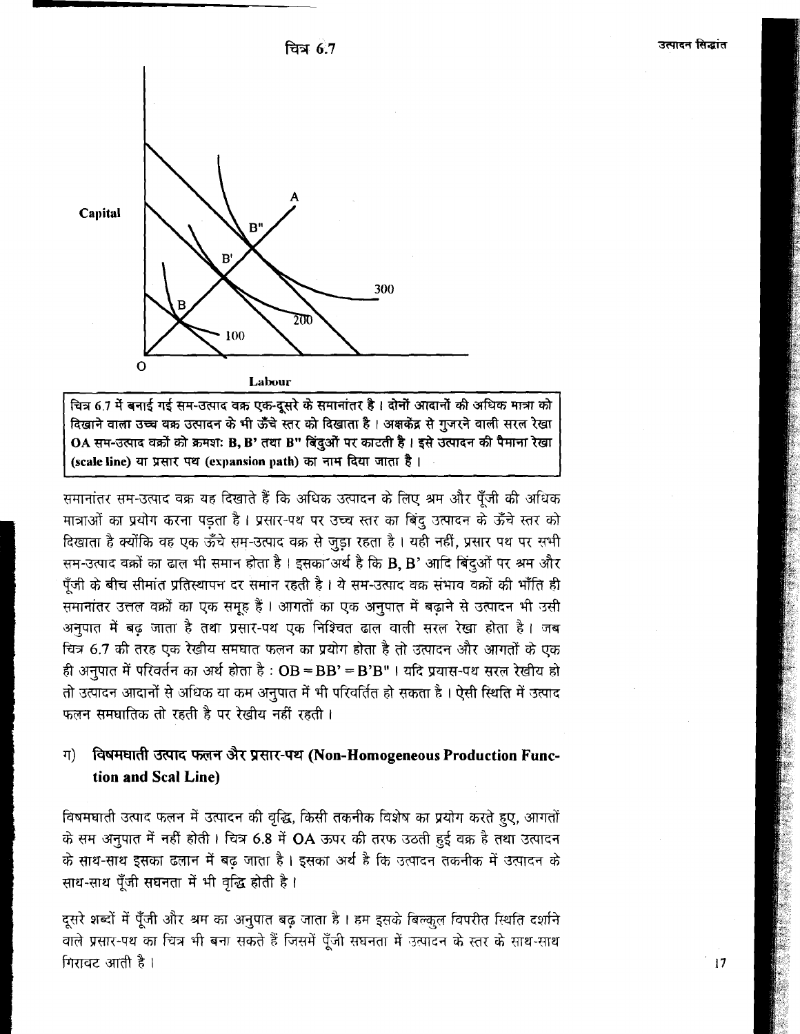चित्र 6.7

चित्र 6.7 में बनाई गई सम-उत्पाद वक्र एक-दूसरे के समानांतर है। दोनों आदानों की अधिक मात्रा को दिखाने वाला उच्च वक्र उत्पादन के भी ऊँचे स्तर को दिखाता है। अक्षकेंद्र से गुजरने वाली सरल रेखा OA सम-उत्पाद वक्रों को क्रमशः B, B' तथा B" बिंदुओं पर काटती है। इसे उत्पादन की पैमाना रेखा (scale line) या प्रसार पथ (expansion path) का नाम दिया जाता है।

समानांतर सम-उत्पाद वक्र यह दिखाते हैं कि अधिक उत्पादन के लिए श्रम और पूँजी की अधिक मात्राओं का प्रयोग करना पड़ता है। प्रसार-पथ पर उच्च स्तर का बिंदु उत्पादन के ऊँचे स्तर को दिखाता है क्योंकि वह एक ऊँचे सम-उत्पाद वक्र से जुड़ा रहता है। यही नहीं, प्रसार पथ पर सभी सम-उत्पाद वक्रों का ढाल भी समान होता है। इसका अर्थ है कि B, B' आदि बिंदुओं पर श्रम और पूँजी के बीच सीमांत प्रतिस्थापन दर समान रहती है। ये सम-उत्पाद वक्र संभाव वक्रों की भाँति ही समानांतर उत्तल वक्रों का एक समूह हैं। आगतों का एक अनुपात में बढ़ाने से उत्पादन भी उसी अनुपात में बढ़ जाता है तथा प्रसार-पथ एक निश्चित ढाल वाली सरल रेखा होता है। जब चित्र 6.7 की तरह एक रेखीय समघात फलन का प्रयोग होता है तो उत्पादन और आगतों के एक ही अनुपात में परिवर्तन का अर्थ होता है : OB = BB' = B'B"। यदि प्रयास-पथ सरल रेखीय हो तो उत्पादन आदानों से अधिक या कम अनुपात में भी परिवर्तित हो सकता है। ऐसी स्थिति में उत्पाद फलन समघातिक तो रहती है पर रेखीय नहीं रहती।

## ग) विषमघाती उत्पाद फलन और प्रसार-पथ (Non-Homogeneous Production Function and Scal Line)

विषमघाती उत्पाद फलन में उत्पादन की वृद्धि, किसी तकनीक विशेष का प्रयोग करते हुए, आगतों के सम अनुपात में नहीं होती। चित्र 6.8 में OA ऊपर की तरफ उठती हुई वक्र है तथा उत्पादन के साथ-साथ इसका ढलान में बढ़ जाता है। इसका अर्थ है कि उत्पादन तकनीक में उत्पादन के साथ-साथ पूँजी सघनता में भी वृद्धि होती है।

दूसरे शब्दों में पूँजी और श्रम का अनुपात बढ़ जाता है। हम इसके बिल्कुल विपरीत स्थिति दर्शाने वाले प्रसार-पथ का चित्र भी बना सकते हैं जिसमें पूँजी सघनता में उत्पादन के स्तर के साथ-साथ गिरावट आती है।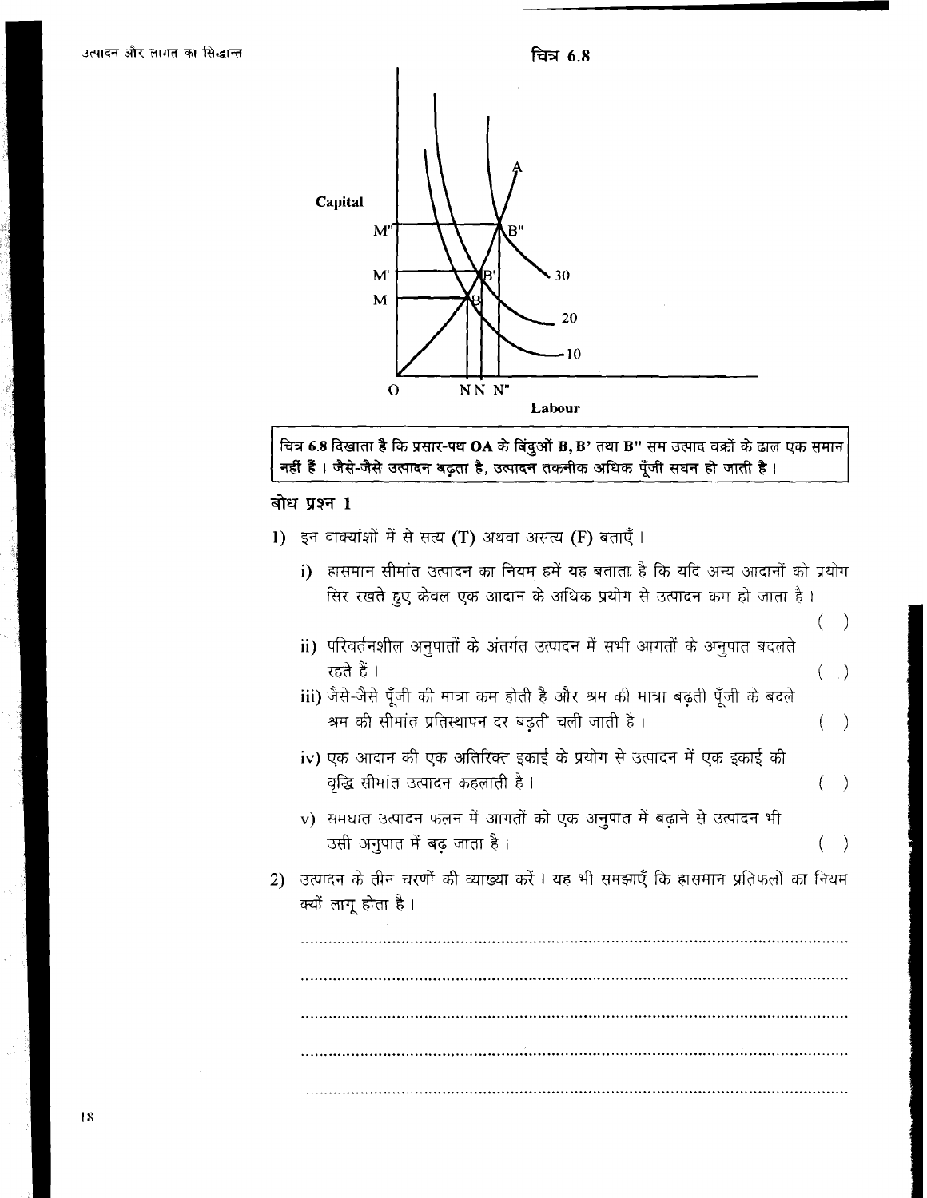चित्र 6.8

Capital

M"

M'

M

B"

B'

B

A

30

20

10

O

N N N"

Labour

**चित्र 6.8 दिखाता है कि प्रसार-पथ OA के बिंदुओं B, B' तथा B" सम उत्पाद वक्रों के ढाल एक समान नहीं हैं। जैसे-जैसे उत्पादन बढ़ता है, उत्पादन तकनीक अधिक पूँजी सघन हो जाती है।**

### बोध प्रश्न 1

1) इन वाक्यांशों में से सत्य (T) अथवा असत्य (F) बताएँ।

   i) ह्रासमान सीमांत उत्पादन का नियम हमें यह बताता है कि यदि अन्य आदानों को प्रयोग सिर रखते हुए केवल एक आदान के अधिक प्रयोग से उत्पादन कम हो जाता है। ( )

   ii) परिवर्तनशील अनुपातों के अंतर्गत उत्पादन में सभी आगतों के अनुपात बदलते रहते हैं। ( )

   iii) जैसे-जैसे पूँजी की मात्रा कम होती है और श्रम की मात्रा बढ़ती पूँजी के बदले श्रम की सीमांत प्रतिस्थापन दर बढ़ती चली जाती है। ( )

   iv) एक आदान की एक अतिरिक्त इकाई के प्रयोग से उत्पादन में एक इकाई की वृद्धि सीमांत उत्पादन कहलाती है। ( )

   v) समघात उत्पादन फलन में आगतों को एक अनुपात में बढ़ाने से उत्पादन भी उसी अनुपात में बढ़ जाता है। ( )

2) उत्पादन के तीन चरणों की व्याख्या करें। यह भी समझाएँ कि ह्रासमान प्रतिफलों का नियम क्यों लागू होता है।

.......................................................................................................................

.......................................................................................................................

.......................................................................................................................

.......................................................................................................................

.......................................................................................................................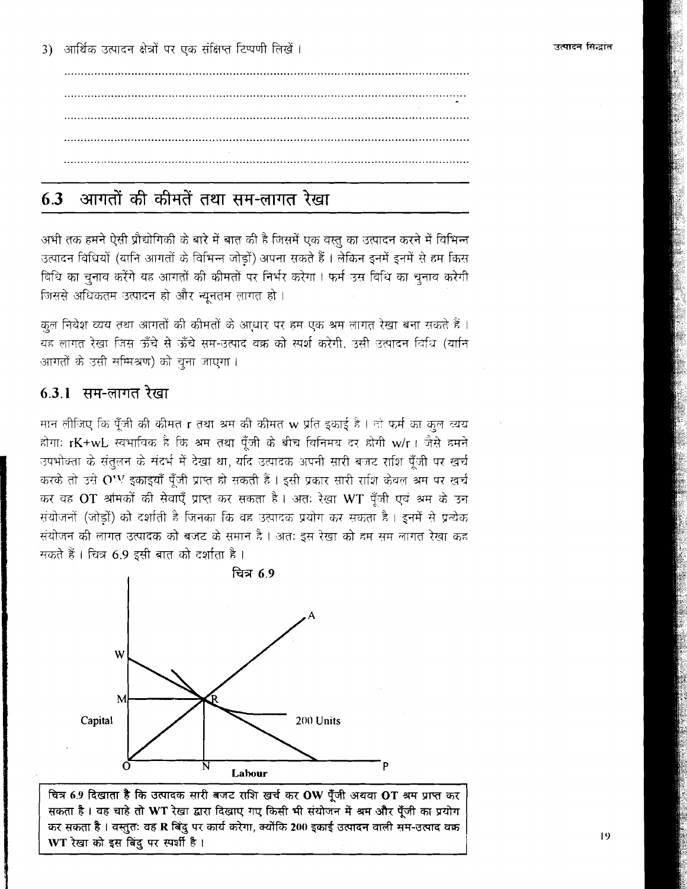3) आर्थिक उत्पादन क्षेत्रों पर एक संक्षिप्त टिप्पणी लिखें।

..................................................................................................................

..................................................................................................................

..................................................................................................................

..................................................................................................................

..................................................................................................................

## 6.3 आगतों की कीमतें तथा सम-लागत रेखा

अभी तक हमने ऐसी प्रौद्योगिकी के बारे में बात की है जिसमें एक वस्तु का उत्पादन करने में विभिन्न उत्पादन विधियों (यानि आगतों के विभिन्न जोड़ों) अपना सकते हैं। लेकिन इनमें इनमें से हम किस विधि का चुनाव करेंगे यह आगतों की कीमतों पर निर्भर करेगा। फर्म उस विधि का चुनाव करेगी जिससे अधिकतम उत्पादन हो और न्यूनतम लागत हो।

कुल निवेश व्यय तथा आगतों की कीमतों के आधार पर हम एक श्रम लागत रेखा बना सकते हैं। यह लागत रेखा जिस ऊँचे से ऊँचे सम-उत्पाद वक्र को स्पर्श करेगी, उसी उत्पादन विधि (यानि आगतों के उसी सम्मिश्रण) को चुना जाएगा।

### 6.3.1 सम-लागत रेखा

मान लीजिए कि पूँजी की कीमत r तथा श्रम की कीमत w प्रति इकाई है। तो फर्म का कुल व्यय होगा: $rK+wL$ स्वभाविक है कि श्रम तथा पूँजी के बीच विनिमय दर होगी $w/r$। जैसे हमने उपभोक्ता के संतुलन के संदर्भ में देखा था, यदि उत्पादक अपनी सारी बजट राशि पूँजी पर खर्च करके तो उसे OW इकाइयाँ पूँजी प्राप्त हो सकती हैं। इसी प्रकार सारी राशि केवल श्रम पर खर्च कर वह OT श्रमिकों की सेवाएँ प्राप्त कर सकता है। अतः रेखा WT पूँजी एवं श्रम के उन संयोजनों (जोड़ों) को दर्शाती है जिनका कि वह उत्पादक प्रयोग कर सकता है। इनमें से प्रत्येक संयोजन की लागत उत्पादक को बजट के समान है। अतः इस रेखा को हम सम लागत रेखा कह सकते हैं। चित्र 6.9 इसी बात को दर्शाता है।

चित्र 6.9

**चित्र 6.9 दिखाता है कि उत्पादक सारी बजट राशि खर्च कर OW पूँजी अथवा OT श्रम प्राप्त कर सकता है। वह चाहे तो WT रेखा द्वारा दिखाए गए किसी भी संयोजन में श्रम और पूँजी का प्रयोग कर सकता है। वस्तुतः वह R बिंदु पर कार्य करेगा, क्योंकि 200 इकाई उत्पादन वाली सम-उत्पाद वक्र WT रेखा को इस बिंदु पर स्पर्शी है।**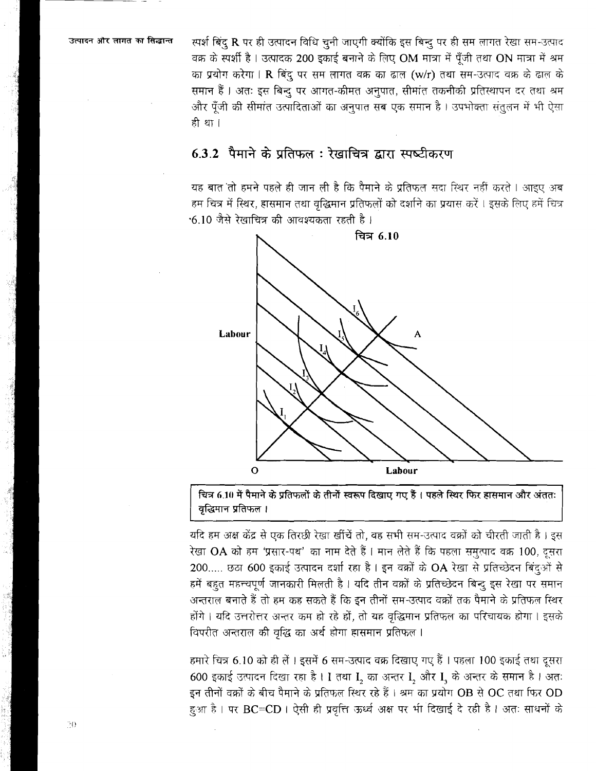स्पर्श बिंदु R पर ही उत्पादन विधि चुनी जाएगी क्योंकि इस बिन्दु पर ही सम लागत रेखा सम-उत्पाद वक्र के स्पर्शी है। उत्पादक 200 इकाई बनाने के लिए OM मात्रा में पूँजी तथा ON मात्रा में श्रम का प्रयोग करेगा। R बिंदु पर सम लागत वक्र का ढाल (w/r) तथा सम-उत्पाद वक्र के ढाल के समान हैं। अतः इस बिन्दु पर आगत-कीमत अनुपात, सीमांत तकनीकी प्रतिस्थापन दर तथा श्रम और पूँजी की सीमांत उत्पादिताओं का अनुपात सब एक समान है। उपभोक्ता संतुलन में भी ऐसा ही था।

## 6.3.2 पैमाने के प्रतिफल : रेखाचित्र द्वारा स्पष्टीकरण

यह बात तो हमने पहले ही जान ली है कि पैमाने के प्रतिफल सदा स्थिर नहीं करते। आइए अब हम चित्र में स्थिर, ह्रासमान तथा वृद्धिमान प्रतिफलों को दर्शाने का प्रयास करें। इसके लिए हमें चित्र 6.10 जैसे रेखाचित्र की आवश्यकता रहती है।

चित्र 6.10

**चित्र 6.10 में पैमाने के प्रतिफलों के तीनों स्वरूप दिखाए गए हैं। पहले स्थिर फिर ह्रासमान और अंततः वृद्धिमान प्रतिफल।**

यदि हम अक्ष केंद्र से एक तिरछी रेखा खींचें तो, वह सभी सम-उत्पाद वक्रों को चीरती जाती है। इस रेखा OA को हम 'प्रसार-पथ' का नाम देते हैं। मान लेते हैं कि पहला समुत्पाद वक्र 100, दूसरा 200..... छठा 600 इकाई उत्पादन दर्शा रहा है। इन वक्रों के OA रेखा से प्रतिच्छेदन बिंदुओं से हमें बहुत महत्त्वपूर्ण जानकारी मिलती है। यदि तीन वक्रों के प्रतिच्छेदन बिन्दु इस रेखा पर समान अन्तराल बनाते हैं तो हम कह सकते हैं कि इन तीनों सम-उत्पाद वक्रों तक पैमाने के प्रतिफल स्थिर होंगे। यदि उत्तरोत्तर अन्तर कम हो रहे हों, तो यह वृद्धिमान प्रतिफल का परिचायक होगा। इसके विपरीत अन्तराल की वृद्धि का अर्थ होगा ह्रासमान प्रतिफल।

हमारे चित्र 6.10 को ही लें। इसमें 6 सम-उत्पाद वक्र दिखाए गए हैं। पहला 100 इकाई तथा दूसरा 600 इकाई उत्पादन दिखा रहा है। I तथा $I_2$ का अन्तर $I_2$ और $I_3$ के अन्तर के समान है। अतः इन तीनों वक्रों के बीच पैमाने के प्रतिफल स्थिर रहे हैं। श्रम का प्रयोग OB से OC तथा फिर OD हुआ है। पर BC=CD। ऐसी ही प्रवृत्ति ऊर्ध्व अक्ष पर भी दिखाई दे रही है। अतः साधनों के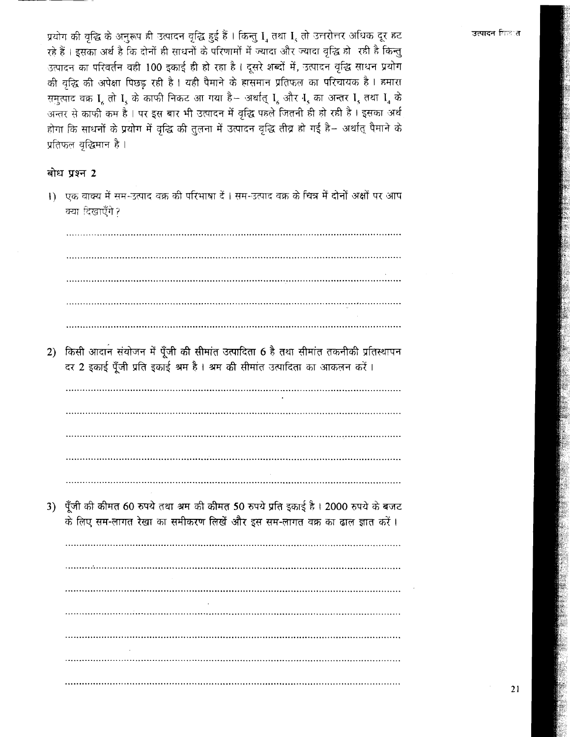प्रयोग की वृद्धि के अनुरूप ही उत्पादन वृद्धि हुई हैं । किन्तु $I_4$ तथा $I_5$ तो उत्तरोत्तर अधिक दूर हट रहे हैं । इसका अर्थ है कि दोनों ही साधनों के परिमाणों में ज्यादा और ज्यादा वृद्धि हो रही है किन्तु उत्पादन का परिवर्तन वही 100 इकाई ही हो रहा है । दूसरे शब्दों में, उत्पादन वृद्धि साधन प्रयोग की वृद्धि की अपेक्षा पिछड़ रही है । यही पैमाने के ह्रासमान प्रतिफल का परिचायक है । हमारा समुत्पाद वक्र $I_6$ तो $I_5$ के काफी निकट आ गया है– अर्थात् $I_6$ और $I_5$ का अन्तर $I_5$ तथा $I_4$ के अन्तर से काफी कम है । पर इस बार भी उत्पादन में वृद्धि पहले जितनी ही हो रही है । इसका अर्थ होगा कि साधनों के प्रयोग में वृद्धि की तुलना में उत्पादन वृद्धि तीव्र हो गई है– अर्थात् पैमाने के प्रतिफल वृद्धिमान है ।

## बोध प्रश्न 2

1) एक वाक्य में सम-उत्पाद वक्र की परिभाषा दें । सम-उत्पाद वक्र के चित्र में दोनों अक्षों पर आप क्या दिखाएँगे ?

........................................................................................................................

........................................................................................................................

........................................................................................................................

........................................................................................................................

........................................................................................................................

2) किसी आदान संयोजन में पूँजी की सीमांत उत्पादिता 6 है तथा सीमांत तकनीकी प्रतिस्थापन दर 2 इकाई पूँजी प्रति इकाई श्रम है । श्रम की सीमांत उत्पादिता का आकलन करें ।

........................................................................................................................

........................................................................................................................

........................................................................................................................

........................................................................................................................

........................................................................................................................

3) पूँजी की कीमत 60 रुपये तथा श्रम की कीमत 50 रुपये प्रति इकाई है । 2000 रुपये के बजट के लिए सम-लागत रेखा का समीकरण लिखें और इस सम-लागत वक्र का ढाल ज्ञात करें ।

........................................................................................................................

........................................................................................................................

........................................................................................................................

........................................................................................................................

........................................................................................................................

........................................................................................................................

........................................................................................................................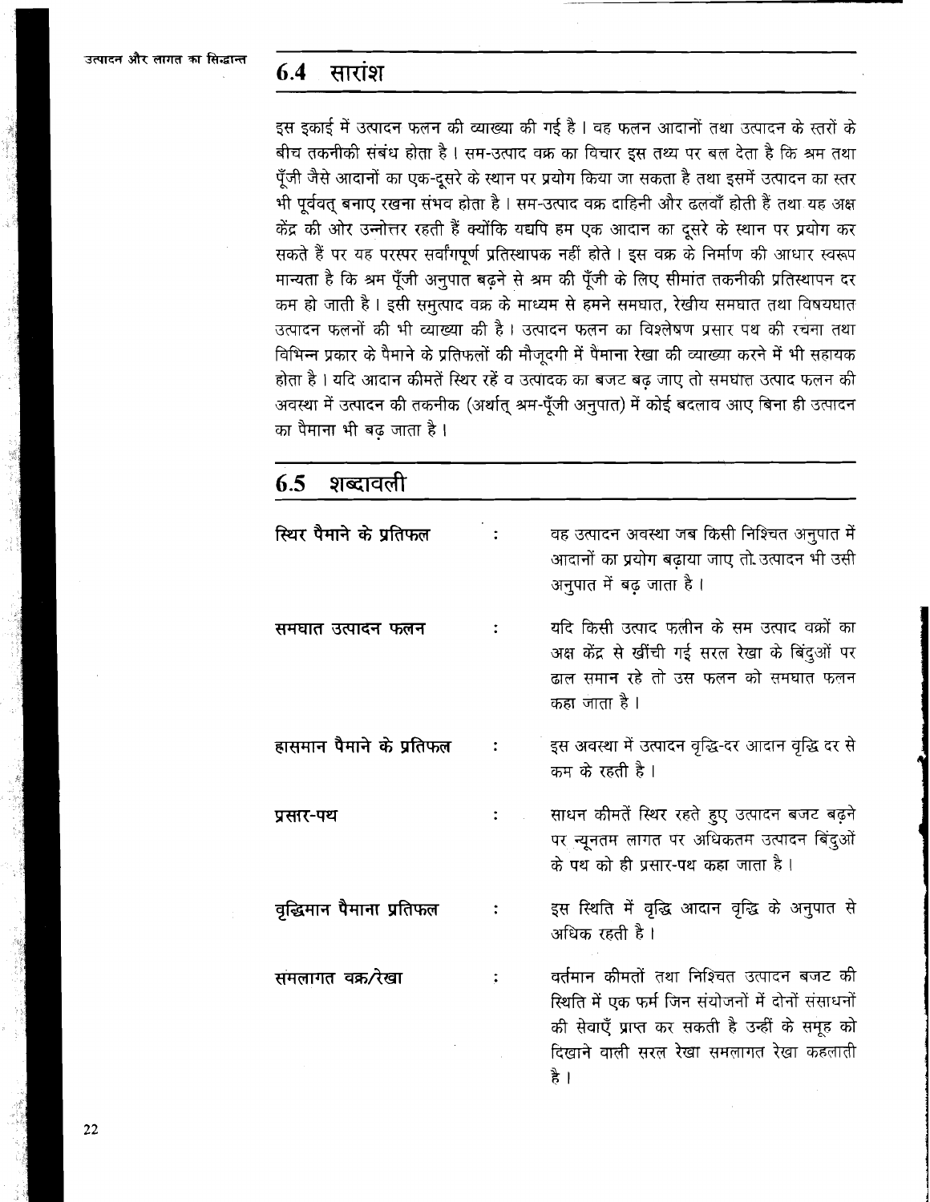## 6.4 सारांश

इस इकाई में उत्पादन फलन की व्याख्या की गई है। वह फलन आदानों तथा उत्पादन के स्तरों के बीच तकनीकी संबंध होता है। सम-उत्पाद वक्र का विचार इस तथ्य पर बल देता है कि श्रम तथा पूँजी जैसे आदानों का एक-दूसरे के स्थान पर प्रयोग किया जा सकता है तथा इसमें उत्पादन का स्तर भी पूर्ववत् बनाए रखना संभव होता है। सम-उत्पाद वक्र दाहिनी और ढलवाँ होती हैं तथा यह अक्ष केंद्र की ओर उन्नोत्तर रहती हैं क्योंकि यद्यपि हम एक आदान का दूसरे के स्थान पर प्रयोग कर सकते हैं पर यह परस्पर सर्वांगपूर्ण प्रतिस्थापक नहीं होते। इस वक्र के निर्माण की आधार स्वरूप मान्यता है कि श्रम पूँजी अनुपात बढ़ने से श्रम की पूँजी के लिए सीमांत तकनीकी प्रतिस्थापन दर कम हो जाती है। इसी समुत्पाद वक्र के माध्यम से हमने समघात, रेखीय समघात तथा विषयघात उत्पादन फलनों की भी व्याख्या की है। उत्पादन फलन का विश्लेषण प्रसार पथ की रचना तथा विभिन्न प्रकार के पैमाने के प्रतिफलों की मौजूदगी में पैमाना रेखा की व्याख्या करने में भी सहायक होता है। यदि आदान कीमतें स्थिर रहें व उत्पादक का बजट बढ़ जाए तो समघात उत्पाद फलन की अवस्था में उत्पादन की तकनीक (अर्थात् श्रम-पूँजी अनुपात) में कोई बदलाव आए बिना ही उत्पादन का पैमाना भी बढ़ जाता है।

## 6.5 शब्दावली

**स्थिर पैमाने के प्रतिफल** : वह उत्पादन अवस्था जब किसी निश्चित अनुपात में आदानों का प्रयोग बढ़ाया जाए तो उत्पादन भी उसी अनुपात में बढ़ जाता है।

**समघात उत्पादन फलन** : यदि किसी उत्पाद फलीन के सम उत्पाद वक्रों का अक्ष केंद्र से खींची गई सरल रेखा के बिंदुओं पर ढाल समान रहे तो उस फलन को समघात फलन कहा जाता है।

**ह्रासमान पैमाने के प्रतिफल** : इस अवस्था में उत्पादन वृद्धि-दर आदान वृद्धि दर से कम के रहती है।

**प्रसार-पथ** : साधन कीमतें स्थिर रहते हुए उत्पादन बजट बढ़ने पर न्यूनतम लागत पर अधिकतम उत्पादन बिंदुओं के पथ को ही प्रसार-पथ कहा जाता है।

**वृद्धिमान पैमाना प्रतिफल** : इस स्थिति में वृद्धि आदान वृद्धि के अनुपात से अधिक रहती है।

**समलागत वक्र/रेखा** : वर्तमान कीमतों तथा निश्चित उत्पादन बजट की स्थिति में एक फर्म जिन संयोजनों में दोनों संसाधनों की सेवाएँ प्राप्त कर सकती है उन्हीं के समूह को दिखाने वाली सरल रेखा समलागत रेखा कहलाती है।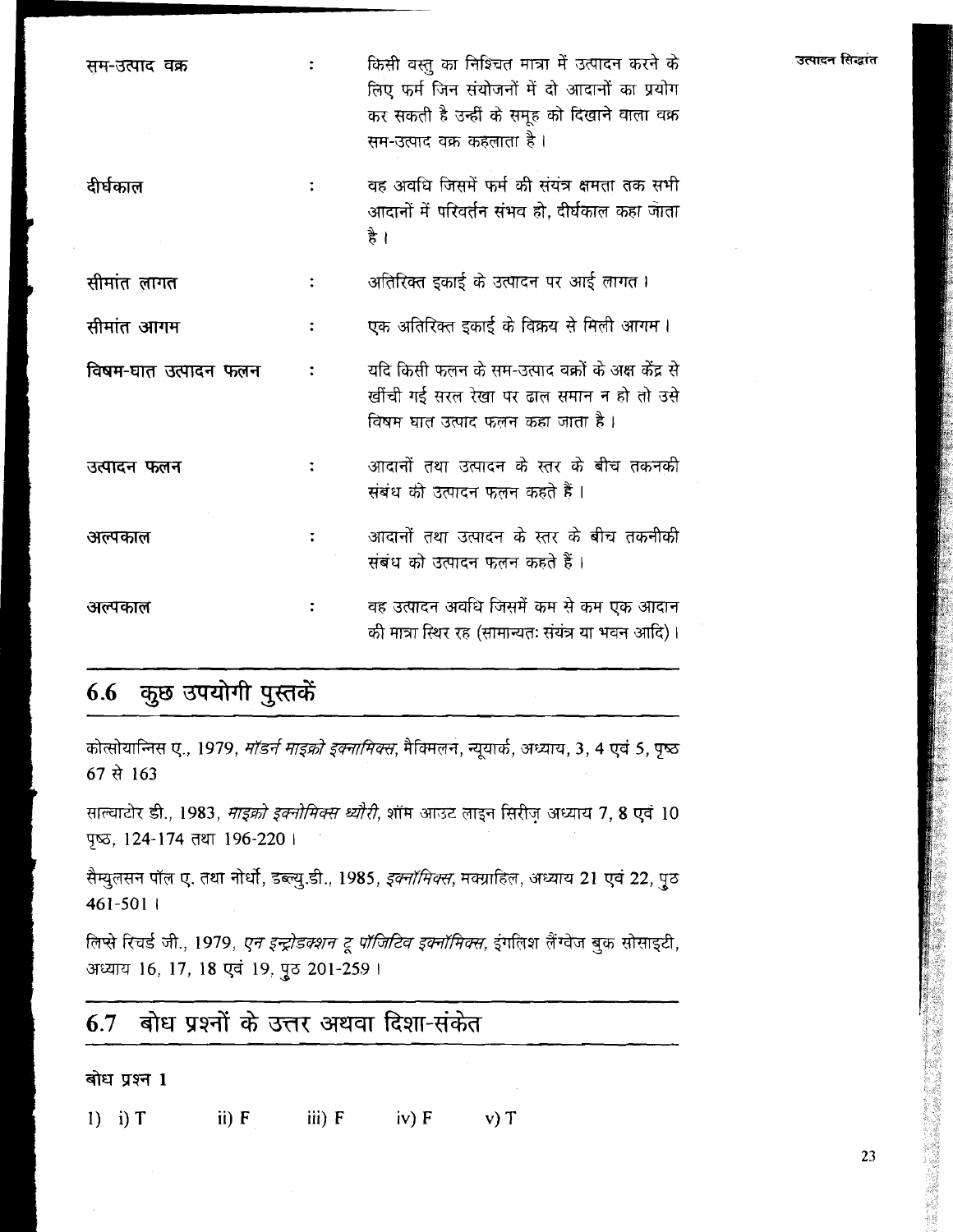| | | |
|---|---|---|
| सम-उत्पाद वक्र | : | किसी वस्तु का निश्चित मात्रा में उत्पादन करने के लिए फर्म जिन संयोजनों में दो आदानों का प्रयोग कर सकती है उन्हीं के समूह को दिखाने वाला वक्र सम-उत्पाद वक्र कहलाता है। |
| दीर्घकाल | : | वह अवधि जिसमें फर्म की संयंत्र क्षमता तक सभी आदानों में परिवर्तन संभव हो, दीर्घकाल कहा जाता है। |
| सीमांत लागत | : | अतिरिक्त इकाई के उत्पादन पर आई लागत। |
| सीमांत आगम | : | एक अतिरिक्त इकाई के विक्रय से मिली आगम। |
| विषम-घात उत्पादन फलन | : | यदि किसी फलन के सम-उत्पाद वक्रों के अक्ष केंद्र से खींची गई सरल रेखा पर ढाल समान न हो तो उसे विषम घात उत्पाद फलन कहा जाता है। |
| उत्पादन फलन | : | आदानों तथा उत्पादन के स्तर के बीच तकनकी संबंध को उत्पादन फलन कहते हैं। |
| अल्पकाल | : | आदानों तथा उत्पादन के स्तर के बीच तकनीकी संबंध को उत्पादन फलन कहते हैं। |
| अल्पकाल | : | वह उत्पादन अवधि जिसमें कम से कम एक आदान की मात्रा स्थिर रह (सामान्यतः संयंत्र या भवन आदि)। |

## 6.6 कुछ उपयोगी पुस्तकें

कोत्सोयान्निस ए., 1979, *मॉडर्न माइक्रो इक्नामिक्स*, मैक्मिलन, न्यूयार्क, अध्याय, 3, 4 एवं 5, पृष्ठ 67 से 163

साल्वाटोर डी., 1983, *माइक्रो इक्नोमिक्स थ्यौरी*, शॉम आउट लाइन सिरीज़ अध्याय 7, 8 एवं 10 पृष्ठ, 124-174 तथा 196-220।

सैम्युलसन पॉल ए. तथा नोर्धा, डब्ल्यु.डी., 1985, *इक्नॉमिक्स*, मक्ग्राहिल, अध्याय 21 एवं 22, पृठ 461-501।

लिप्से रिचर्ड जी., 1979, *एन इन्ट्रोडक्शन टू पॉजिटिव इक्नॉमिक्स*, इंगलिश लैंग्वेज बुक सोसाइटी, अध्याय 16, 17, 18 एवं 19, पृठ 201-259।

## 6.7 बोध प्रश्नों के उत्तर अथवा दिशा-संकेत

**बोध प्रश्न 1**

1) i) T  ii) F  iii) F  iv) F  v) T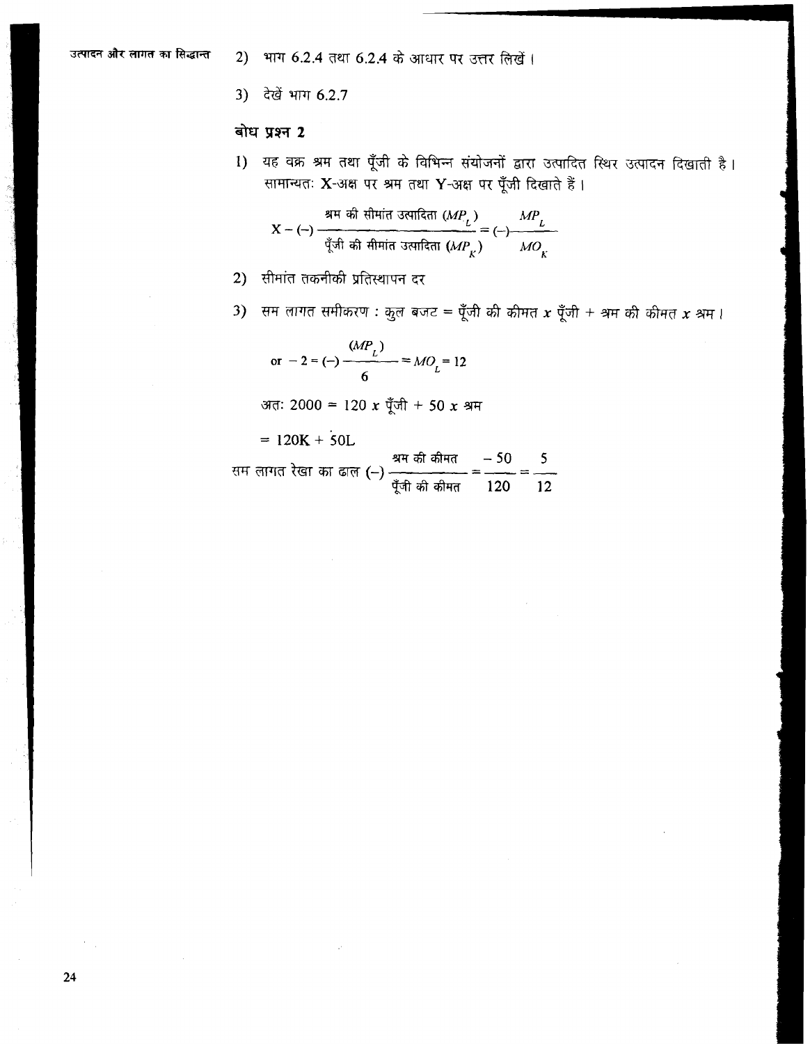2) भाग 6.2.4 तथा 6.2.4 के आधार पर उत्तर लिखें।

3) देखें भाग 6.2.7

**बोध प्रश्न 2**

1) यह वक्र श्रम तथा पूँजी के विभिन्न संयोजनों द्वारा उत्पादित स्थिर उत्पादन दिखाती है। सामान्यतः X-अक्ष पर श्रम तथा Y-अक्ष पर पूँजी दिखाते हैं।

$$X - (-)\frac{\text{श्रम की सीमांत उत्पादिता } (MP_L)}{\text{पूँजी की सीमांत उत्पादिता } (MP_K)} = (-)\frac{MP_L}{MO_K}$$

2) सीमांत तकनीकी प्रतिस्थापन दर

3) सम लागत समीकरण : कुल बजट = पूँजी की कीमत *x* पूँजी + श्रम की कीमत *x* श्रम।

$$\text{or } -2 = (-)\frac{(MP_L)}{6} = MO_L = 12$$

अतः 2000 = 120 *x* पूँजी + 50 *x* श्रम

= 120K + 50L

$$\text{सम लागत रेखा का ढाल } (-)\frac{\text{श्रम की कीमत}}{\text{पूँजी की कीमत}} = \frac{-50}{120} = \frac{5}{12}$$